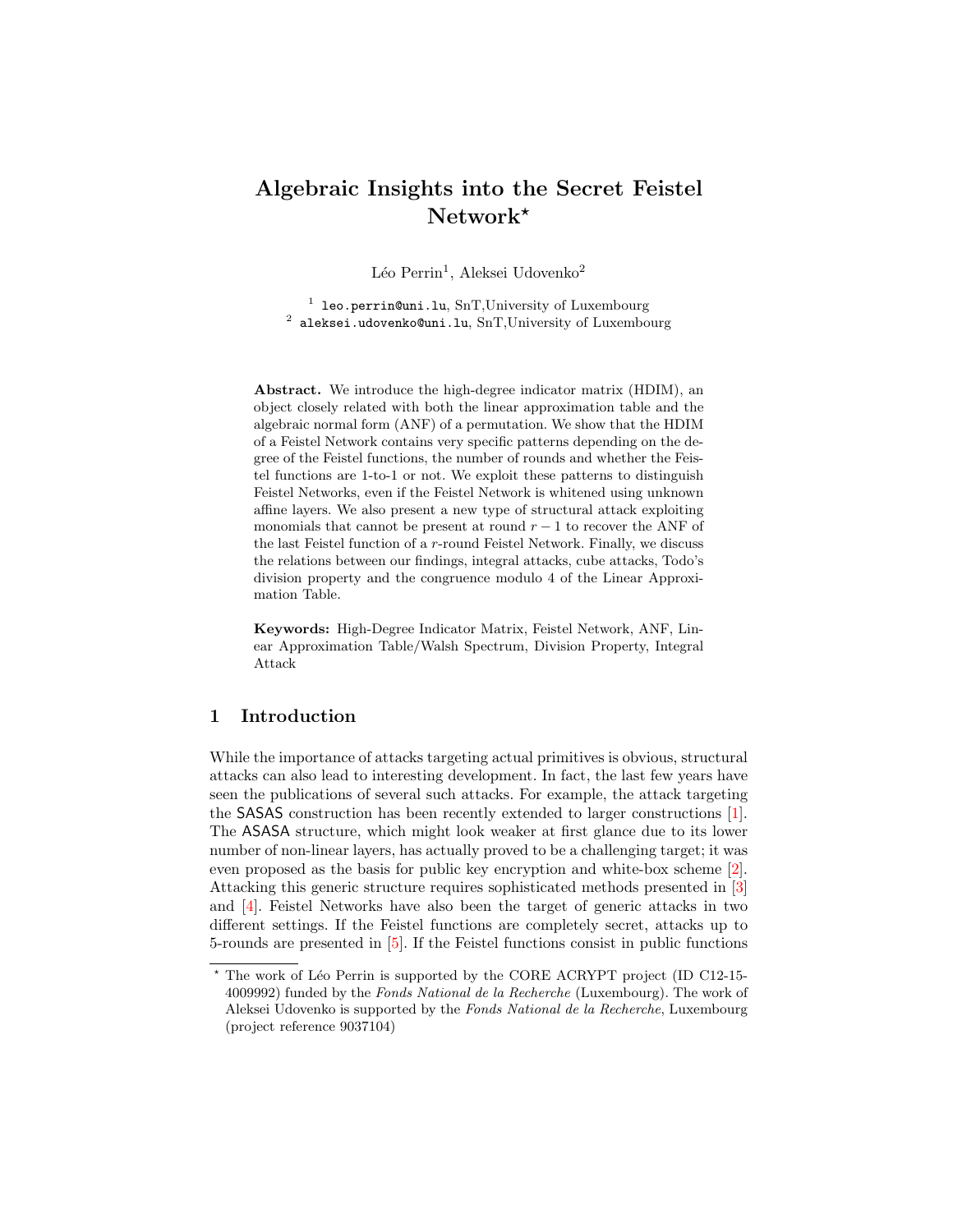# Algebraic Insights into the Secret Feistel Network⋆

Léo Perrin[1], Aleksei Udovenko[2]

[1] leo.perrin@uni.lu, SnT,University of Luxembourg
[2] aleksei.udovenko@uni.lu, SnT,University of Luxembourg

**Abstract.** We introduce the high-degree indicator matrix (HDIM), an object closely related with both the linear approximation table and the algebraic normal form (ANF) of a permutation. We show that the HDIM of a Feistel Network contains very specific patterns depending on the degree of the Feistel functions, the number of rounds and whether the Feistel functions are 1-to-1 or not. We exploit these patterns to distinguish Feistel Networks, even if the Feistel Network is whitened using unknown affine layers. We also present a new type of structural attack exploiting monomials that cannot be present at round $r-1$ to recover the ANF of the last Feistel function of a $r$-round Feistel Network. Finally, we discuss the relations between our findings, integral attacks, cube attacks, Todo's division property and the congruence modulo 4 of the Linear Approximation Table.

**Keywords:** High-Degree Indicator Matrix, Feistel Network, ANF, Linear Approximation Table/Walsh Spectrum, Division Property, Integral Attack

## 1 Introduction

While the importance of attacks targeting actual primitives is obvious, structural attacks can also lead to interesting development. In fact, the last few years have seen the publications of several such attacks. For example, the attack targeting the SASAS construction has been recently extended to larger constructions [1]. The ASASA structure, which might look weaker at first glance due to its lower number of non-linear layers, has actually proved to be a challenging target; it was even proposed as the basis for public key encryption and white-box scheme [2]. Attacking this generic structure requires sophisticated methods presented in [3] and [4]. Feistel Networks have also been the target of generic attacks in two different settings. If the Feistel functions are completely secret, attacks up to 5-rounds are presented in [5]. If the Feistel functions consist in public functions

⋆ The work of Léo Perrin is supported by the CORE ACRYPT project (ID C12-15-4009992) funded by the *Fonds National de la Recherche* (Luxembourg). The work of Aleksei Udovenko is supported by the *Fonds National de la Recherche*, Luxembourg (project reference 9037104)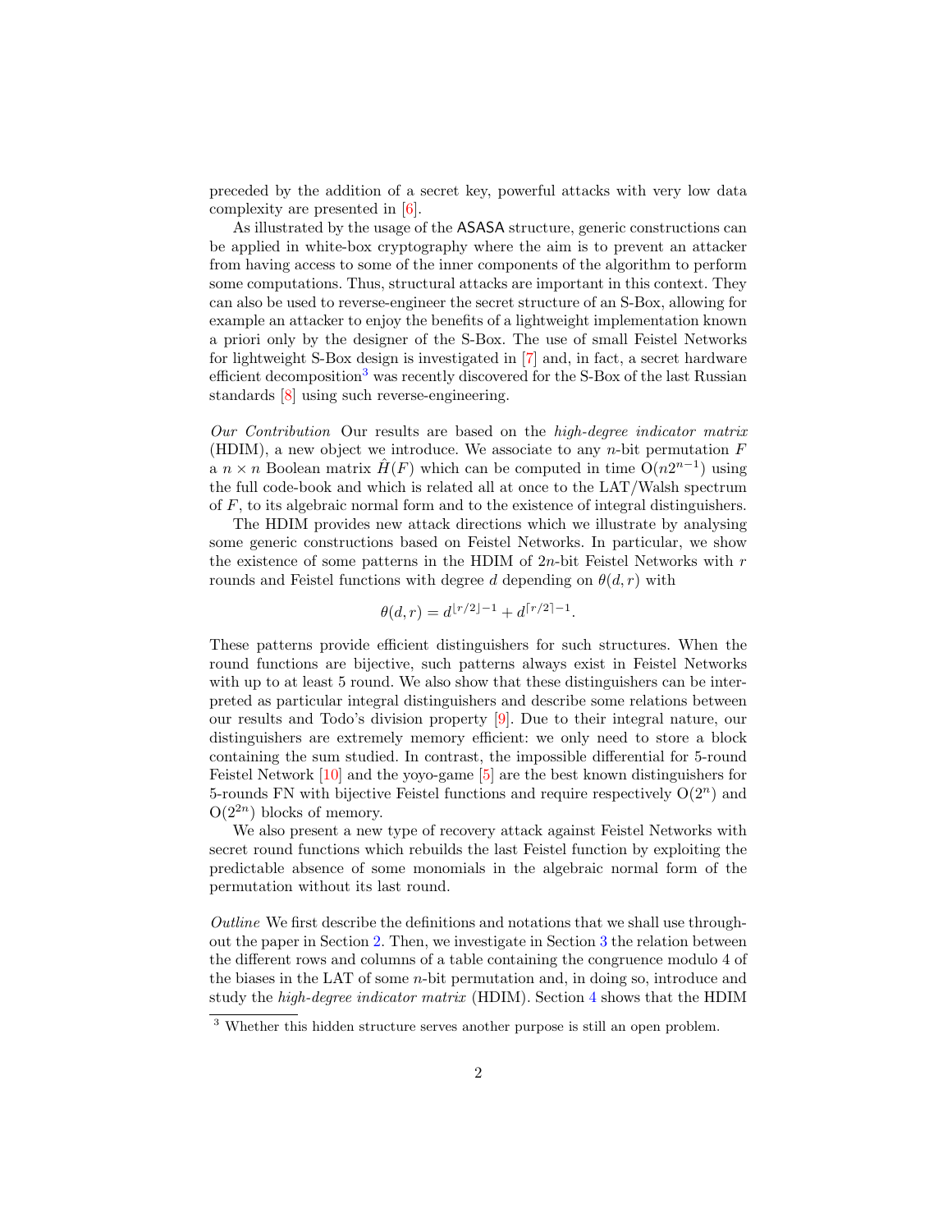preceded by the addition of a secret key, powerful attacks with very low data complexity are presented in [6].

As illustrated by the usage of the ASASA structure, generic constructions can be applied in white-box cryptography where the aim is to prevent an attacker from having access to some of the inner components of the algorithm to perform some computations. Thus, structural attacks are important in this context. They can also be used to reverse-engineer the secret structure of an S-Box, allowing for example an attacker to enjoy the benefits of a lightweight implementation known a priori only by the designer of the S-Box. The use of small Feistel Networks for lightweight S-Box design is investigated in [7] and, in fact, a secret hardware efficient decomposition[3] was recently discovered for the S-Box of the last Russian standards [8] using such reverse-engineering.

*Our Contribution* Our results are based on the *high-degree indicator matrix* (HDIM), a new object we introduce. We associate to any $n$-bit permutation $F$ a $n \times n$ Boolean matrix $\hat{H}(F)$ which can be computed in time $O(n2^{n-1})$ using the full code-book and which is related all at once to the LAT/Walsh spectrum of $F$, to its algebraic normal form and to the existence of integral distinguishers.

The HDIM provides new attack directions which we illustrate by analysing some generic constructions based on Feistel Networks. In particular, we show the existence of some patterns in the HDIM of $2n$-bit Feistel Networks with $r$ rounds and Feistel functions with degree $d$ depending on $\theta(d, r)$ with

$$\theta(d, r) = d^{\lfloor r/2 \rfloor - 1} + d^{\lceil r/2 \rceil - 1}.$$

These patterns provide efficient distinguishers for such structures. When the round functions are bijective, such patterns always exist in Feistel Networks with up to at least 5 round. We also show that these distinguishers can be interpreted as particular integral distinguishers and describe some relations between our results and Todo's division property [9]. Due to their integral nature, our distinguishers are extremely memory efficient: we only need to store a block containing the sum studied. In contrast, the impossible differential for 5-round Feistel Network [10] and the yoyo-game [5] are the best known distinguishers for 5-rounds FN with bijective Feistel functions and require respectively $O(2^n)$ and $O(2^{2n})$ blocks of memory.

We also present a new type of recovery attack against Feistel Networks with secret round functions which rebuilds the last Feistel function by exploiting the predictable absence of some monomials in the algebraic normal form of the permutation without its last round.

*Outline* We first describe the definitions and notations that we shall use throughout the paper in Section 2. Then, we investigate in Section 3 the relation between the different rows and columns of a table containing the congruence modulo 4 of the biases in the LAT of some $n$-bit permutation and, in doing so, introduce and study the *high-degree indicator matrix* (HDIM). Section 4 shows that the HDIM

[3] Whether this hidden structure serves another purpose is still an open problem.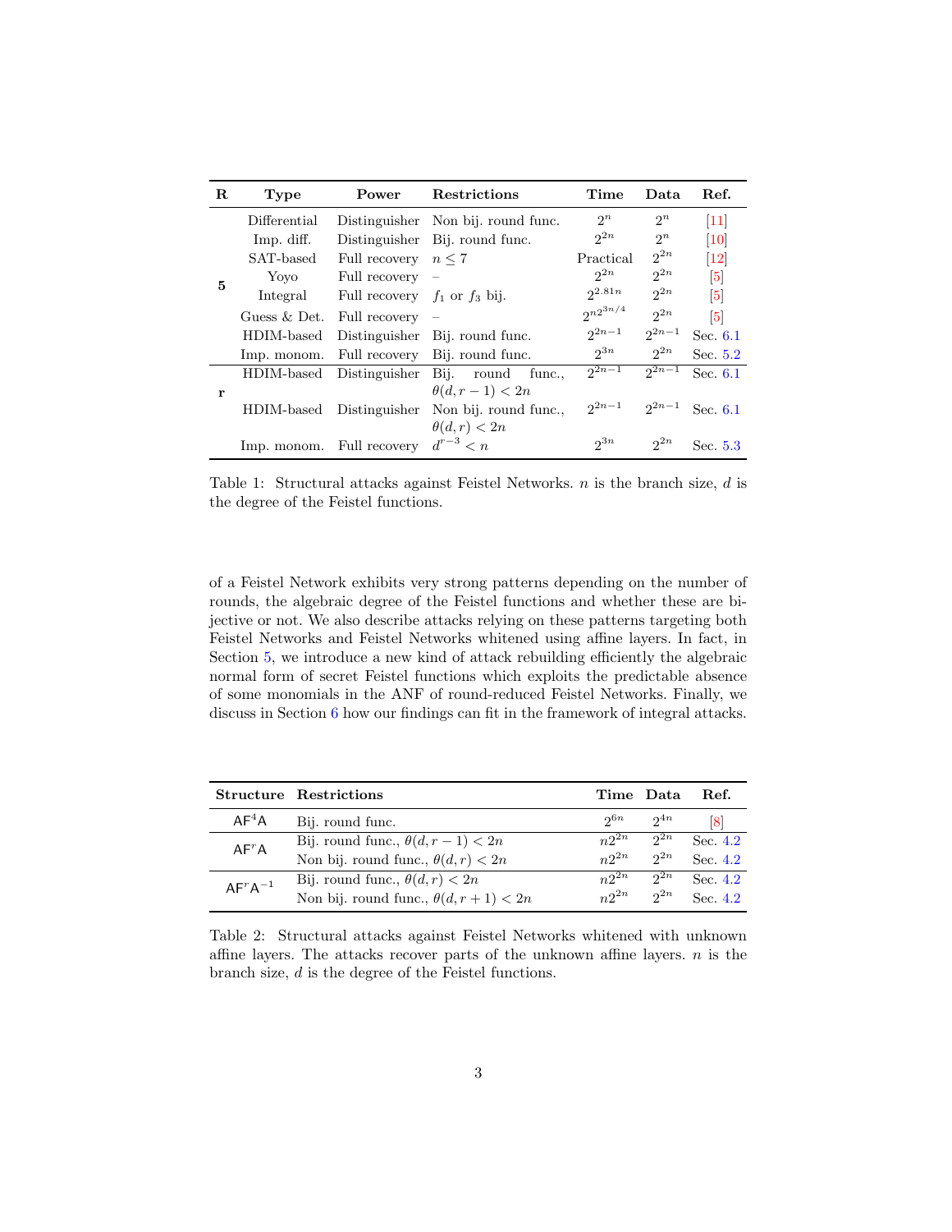| R | Type | Power | Restrictions | Time | Data | Ref. |
|---|---|---|---|---|---|---|
| 5 | Differential | Distinguisher | Non bij. round func. | $2^n$ | $2^n$ | [11] |
| | Imp. diff. | Distinguisher | Bij. round func. | $2^{2n}$ | $2^n$ | [10] |
| | SAT-based | Full recovery | $n \leq 7$ | Practical | $2^{2n}$ | [12] |
| | Yoyo | Full recovery | – | $2^{2n}$ | $2^{2n}$ | [5] |
| | Integral | Full recovery | $f_1$ or $f_3$ bij. | $2^{2.81n}$ | $2^{2n}$ | [5] |
| | Guess & Det. | Full recovery | – | $2^{n2^{3n/4}}$ | $2^{2n}$ | [5] |
| | HDIM-based | Distinguisher | Bij. round func. | $2^{2n-1}$ | $2^{2n-1}$ | Sec. 6.1 |
| | Imp. monom. | Full recovery | Bij. round func. | $2^{3n}$ | $2^{2n}$ | Sec. 5.2 |
| r | HDIM-based | Distinguisher | Bij. round func., $\theta(d, r-1) < 2n$ | $2^{2n-1}$ | $2^{2n-1}$ | Sec. 6.1 |
| | HDIM-based | Distinguisher | Non bij. round func., $\theta(d, r) < 2n$ | $2^{2n-1}$ | $2^{2n-1}$ | Sec. 6.1 |
| | Imp. monom. | Full recovery | $d^{r-3} < n$ | $2^{3n}$ | $2^{2n}$ | Sec. 5.3 |

Table 1: Structural attacks against Feistel Networks. $n$ is the branch size, $d$ is the degree of the Feistel functions.

of a Feistel Network exhibits very strong patterns depending on the number of rounds, the algebraic degree of the Feistel functions and whether these are bijective or not. We also describe attacks relying on these patterns targeting both Feistel Networks and Feistel Networks whitened using affine layers. In fact, in Section 5, we introduce a new kind of attack rebuilding efficiently the algebraic normal form of secret Feistel functions which exploits the predictable absence of some monomials in the ANF of round-reduced Feistel Networks. Finally, we discuss in Section 6 how our findings can fit in the framework of integral attacks.

| Structure | Restrictions | Time | Data | Ref. |
|---|---|---|---|---|
| $\mathsf{AF}^4\mathsf{A}$ | Bij. round func. | $2^{6n}$ | $2^{4n}$ | [8] |
| $\mathsf{AF}^r\mathsf{A}$ | Bij. round func., $\theta(d, r-1) < 2n$ | $n2^{2n}$ | $2^{2n}$ | Sec. 4.2 |
| | Non bij. round func., $\theta(d, r) < 2n$ | $n2^{2n}$ | $2^{2n}$ | Sec. 4.2 |
| $\mathsf{AF}^r\mathsf{A}^{-1}$ | Bij. round func., $\theta(d, r) < 2n$ | $n2^{2n}$ | $2^{2n}$ | Sec. 4.2 |
| | Non bij. round func., $\theta(d, r+1) < 2n$ | $n2^{2n}$ | $2^{2n}$ | Sec. 4.2 |

Table 2: Structural attacks against Feistel Networks whitened with unknown affine layers. The attacks recover parts of the unknown affine layers. $n$ is the branch size, $d$ is the degree of the Feistel functions.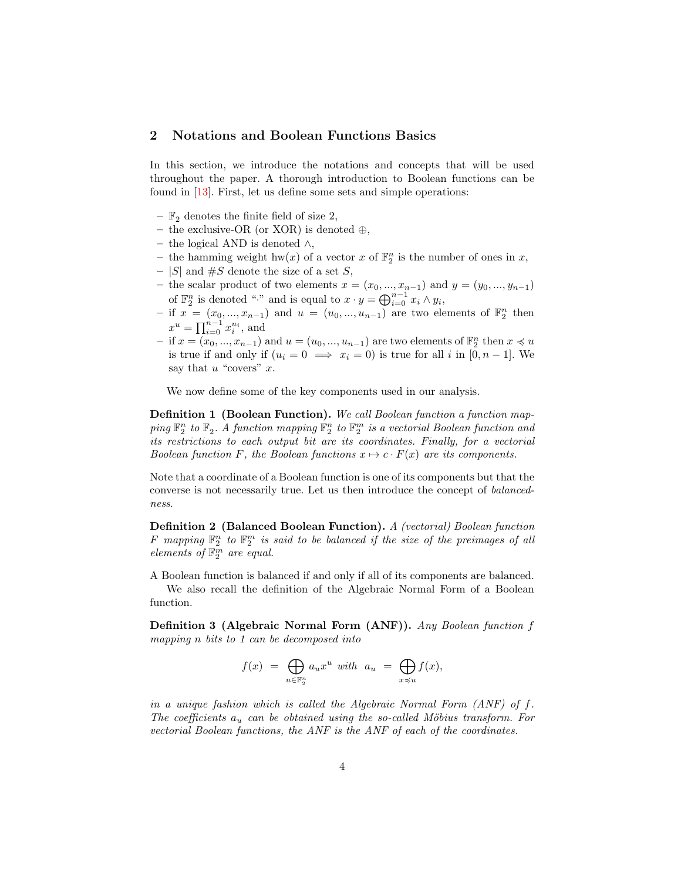## 2 Notations and Boolean Functions Basics

In this section, we introduce the notations and concepts that will be used throughout the paper. A thorough introduction to Boolean functions can be found in [13]. First, let us define some sets and simple operations:

- $\mathbb{F}_2$ denotes the finite field of size 2,
- the exclusive-OR (or XOR) is denoted $\oplus$,
- the logical AND is denoted $\wedge$,
- the hamming weight $\text{hw}(x)$ of a vector $x$ of $\mathbb{F}_2^n$ is the number of ones in $x$,
- $|S|$ and $\#S$ denote the size of a set $S$,
- the scalar product of two elements $x = (x_0, ..., x_{n-1})$ and $y = (y_0, ..., y_{n-1})$ of $\mathbb{F}_2^n$ is denoted "$\cdot$" and is equal to $x \cdot y = \bigoplus_{i=0}^{n-1} x_i \wedge y_i$,
- if $x = (x_0, ..., x_{n-1})$ and $u = (u_0, ..., u_{n-1})$ are two elements of $\mathbb{F}_2^n$ then $x^u = \prod_{i=0}^{n-1} x_i^{u_i}$, and
- if $x = (x_0, ..., x_{n-1})$ and $u = (u_0, ..., u_{n-1})$ are two elements of $\mathbb{F}_2^n$ then $x \preccurlyeq u$ is true if and only if $(u_i = 0 \implies x_i = 0)$ is true for all $i$ in $[0, n-1]$. We say that $u$ "covers" $x$.

We now define some of the key components used in our analysis.

**Definition 1 (Boolean Function).** *We call Boolean function a function mapping $\mathbb{F}_2^n$ to $\mathbb{F}_2$. A function mapping $\mathbb{F}_2^n$ to $\mathbb{F}_2^m$ is a vectorial Boolean function and its restrictions to each output bit are its coordinates. Finally, for a vectorial Boolean function $F$, the Boolean functions $x \mapsto c \cdot F(x)$ are its components.*

Note that a coordinate of a Boolean function is one of its components but that the converse is not necessarily true. Let us then introduce the concept of *balancedness*.

**Definition 2 (Balanced Boolean Function).** *A (vectorial) Boolean function $F$ mapping $\mathbb{F}_2^n$ to $\mathbb{F}_2^m$ is said to be balanced if the size of the preimages of all elements of $\mathbb{F}_2^m$ are equal.*

A Boolean function is balanced if and only if all of its components are balanced.

We also recall the definition of the Algebraic Normal Form of a Boolean function.

**Definition 3 (Algebraic Normal Form (ANF)).** *Any Boolean function $f$ mapping $n$ bits to 1 can be decomposed into*

$$f(x) = \bigoplus_{u \in \mathbb{F}_2^n} a_u x^u \text{ with } a_u = \bigoplus_{x \preccurlyeq u} f(x),$$

*in a unique fashion which is called the Algebraic Normal Form (ANF) of $f$. The coefficients $a_u$ can be obtained using the so-called Möbius transform. For vectorial Boolean functions, the ANF is the ANF of each of the coordinates.*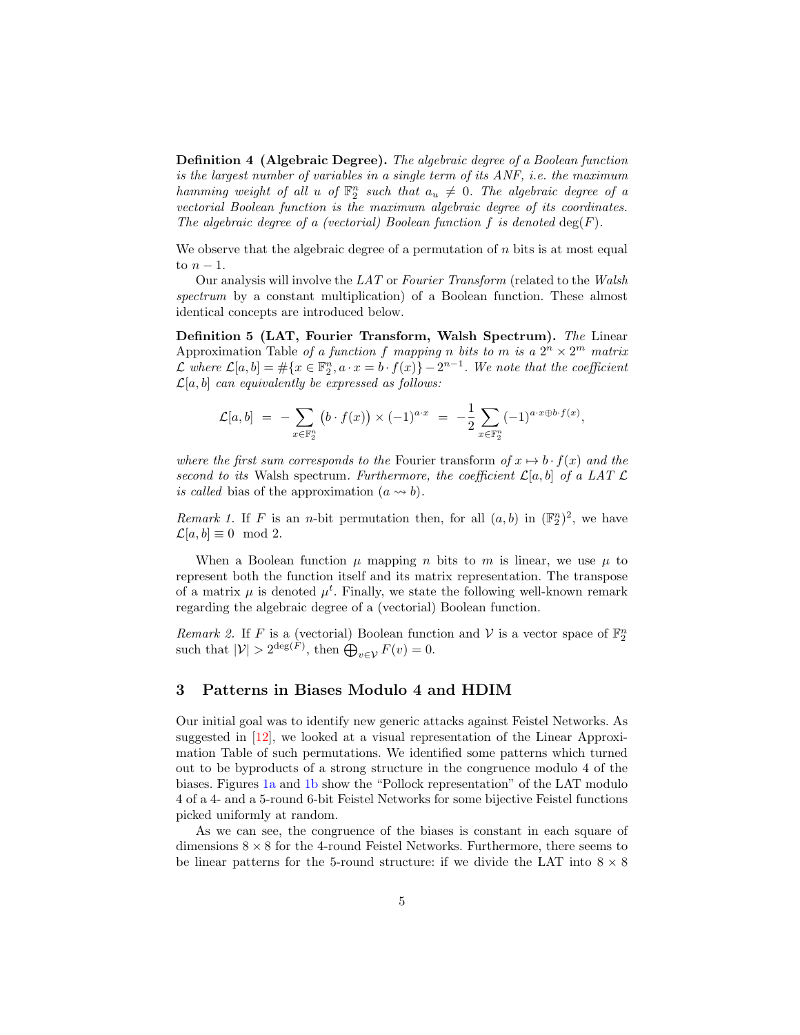**Definition 4 (Algebraic Degree).** *The algebraic degree of a Boolean function is the largest number of variables in a single term of its ANF, i.e. the maximum hamming weight of all $u$ of $\mathbb{F}_2^n$ such that $a_u \neq 0$. The algebraic degree of a vectorial Boolean function is the maximum algebraic degree of its coordinates. The algebraic degree of a (vectorial) Boolean function $f$ is denoted* $\deg(F)$.

We observe that the algebraic degree of a permutation of $n$ bits is at most equal to $n-1$.

Our analysis will involve the *LAT* or *Fourier Transform* (related to the *Walsh spectrum* by a constant multiplication) of a Boolean function. These almost identical concepts are introduced below.

**Definition 5 (LAT, Fourier Transform, Walsh Spectrum).** *The* Linear Approximation Table *of a function $f$ mapping $n$ bits to $m$ is a $2^n \times 2^m$ matrix $\mathcal{L}$ where $\mathcal{L}[a,b] = \#\{x \in \mathbb{F}_2^n, a \cdot x = b \cdot f(x)\} - 2^{n-1}$. We note that the coefficient $\mathcal{L}[a,b]$ can equivalently be expressed as follows:*

$$\mathcal{L}[a,b] \; = \; -\sum_{x \in \mathbb{F}_2^n} \big(b \cdot f(x)\big) \times (-1)^{a \cdot x} \; = \; -\frac{1}{2} \sum_{x \in \mathbb{F}_2^n} (-1)^{a \cdot x \oplus b \cdot f(x)},$$

*where the first sum corresponds to the* Fourier transform *of $x \mapsto b \cdot f(x)$ and the second to its* Walsh spectrum. *Furthermore, the coefficient $\mathcal{L}[a,b]$ of a LAT $\mathcal{L}$ is called* bias of the approximation $(a \rightsquigarrow b)$.

*Remark 1.* If $F$ is an $n$-bit permutation then, for all $(a,b)$ in $(\mathbb{F}_2^n)^2$, we have $\mathcal{L}[a,b] \equiv 0 \mod 2$.

When a Boolean function $\mu$ mapping $n$ bits to $m$ is linear, we use $\mu$ to represent both the function itself and its matrix representation. The transpose of a matrix $\mu$ is denoted $\mu^t$. Finally, we state the following well-known remark regarding the algebraic degree of a (vectorial) Boolean function.

*Remark 2.* If $F$ is a (vectorial) Boolean function and $\mathcal{V}$ is a vector space of $\mathbb{F}_2^n$ such that $|\mathcal{V}| > 2^{\deg(F)}$, then $\bigoplus_{v \in \mathcal{V}} F(v) = 0$.

## 3 Patterns in Biases Modulo 4 and HDIM

Our initial goal was to identify new generic attacks against Feistel Networks. As suggested in [12], we looked at a visual representation of the Linear Approximation Table of such permutations. We identified some patterns which turned out to be byproducts of a strong structure in the congruence modulo 4 of the biases. Figures 1a and 1b show the "Pollock representation" of the LAT modulo 4 of a 4- and a 5-round 6-bit Feistel Networks for some bijective Feistel functions picked uniformly at random.

As we can see, the congruence of the biases is constant in each square of dimensions $8 \times 8$ for the 4-round Feistel Networks. Furthermore, there seems to be linear patterns for the 5-round structure: if we divide the LAT into $8 \times 8$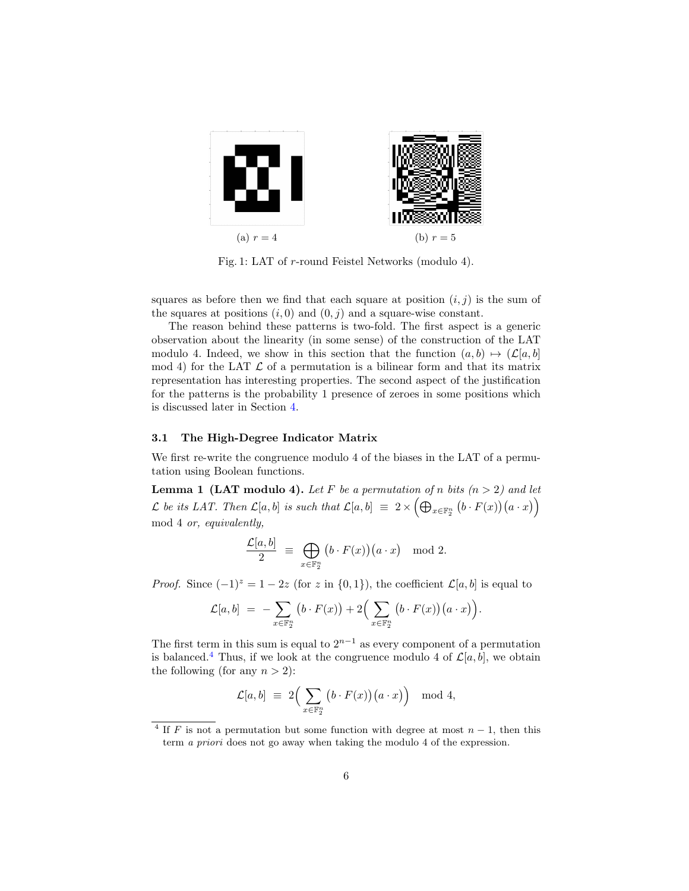(a) $r = 4$

(b) $r = 5$

Fig. 1: LAT of $r$-round Feistel Networks (modulo 4).

squares as before then we find that each square at position $(i, j)$ is the sum of the squares at positions $(i, 0)$ and $(0, j)$ and a square-wise constant.

The reason behind these patterns is two-fold. The first aspect is a generic observation about the linearity (in some sense) of the construction of the LAT modulo 4. Indeed, we show in this section that the function $(a, b) \mapsto (\mathcal{L}[a, b] \bmod 4)$ for the LAT $\mathcal{L}$ of a permutation is a bilinear form and that its matrix representation has interesting properties. The second aspect of the justification for the patterns is the probability 1 presence of zeroes in some positions which is discussed later in Section 4.

### 3.1 The High-Degree Indicator Matrix

We first re-write the congruence modulo 4 of the biases in the LAT of a permutation using Boolean functions.

**Lemma 1 (LAT modulo 4).** *Let $F$ be a permutation of $n$ bits ($n > 2$) and let $\mathcal{L}$ be its LAT. Then $\mathcal{L}[a, b]$ is such that $\mathcal{L}[a, b] \equiv 2 \times \left( \bigoplus_{x \in \mathbb{F}_2^n} \big(b \cdot F(x)\big)\big(a \cdot x\big) \right) \bmod 4$ or, equivalently,*

$$\frac{\mathcal{L}[a, b]}{2} \equiv \bigoplus_{x \in \mathbb{F}_2^n} \big(b \cdot F(x)\big)\big(a \cdot x\big) \mod 2.$$

*Proof.* Since $(-1)^z = 1 - 2z$ (for $z$ in $\{0, 1\}$), the coefficient $\mathcal{L}[a, b]$ is equal to

$$\mathcal{L}[a, b] = -\sum_{x \in \mathbb{F}_2^n} \big(b \cdot F(x)\big) + 2\Big( \sum_{x \in \mathbb{F}_2^n} \big(b \cdot F(x)\big)\big(a \cdot x\big) \Big).$$

The first term in this sum is equal to $2^{n-1}$ as every component of a permutation is balanced.[4] Thus, if we look at the congruence modulo 4 of $\mathcal{L}[a, b]$, we obtain the following (for any $n > 2$):

$$\mathcal{L}[a, b] \equiv 2\Big( \sum_{x \in \mathbb{F}_2^n} \big(b \cdot F(x)\big)\big(a \cdot x\big) \Big) \mod 4,$$

[4] If $F$ is not a permutation but some function with degree at most $n - 1$, then this term *a priori* does not go away when taking the modulo 4 of the expression.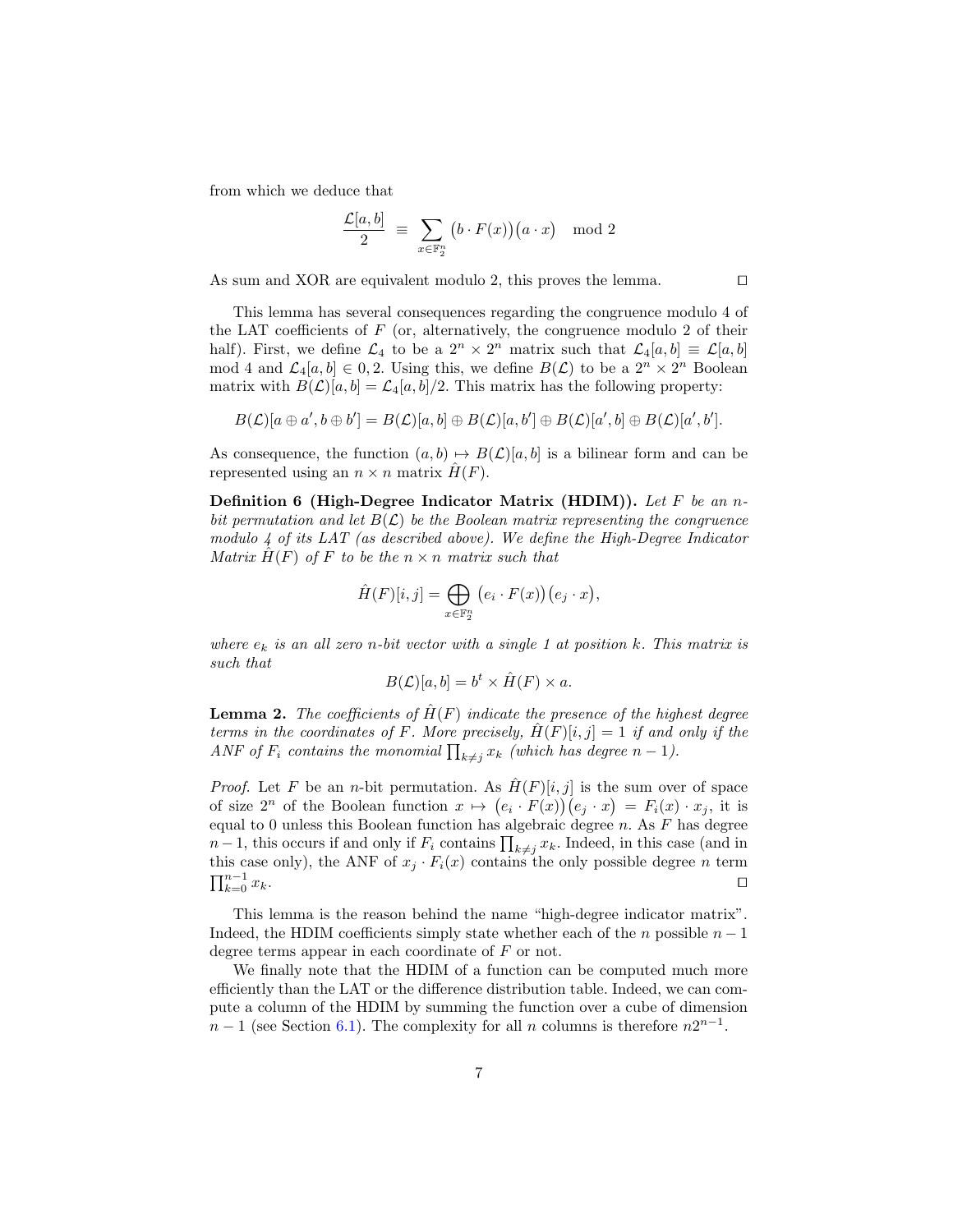from which we deduce that

$$\frac{\mathcal{L}[a,b]}{2} \equiv \sum_{x \in \mathbb{F}_2^n} \big(b \cdot F(x)\big)\big(a \cdot x\big) \mod 2$$

As sum and XOR are equivalent modulo 2, this proves the lemma. ☐

This lemma has several consequences regarding the congruence modulo 4 of the LAT coefficients of $F$ (or, alternatively, the congruence modulo 2 of their half). First, we define $\mathcal{L}_4$ to be a $2^n \times 2^n$ matrix such that $\mathcal{L}_4[a,b] \equiv \mathcal{L}[a,b] \mod 4$ and $\mathcal{L}_4[a,b] \in 0, 2$. Using this, we define $B(\mathcal{L})$ to be a $2^n \times 2^n$ Boolean matrix with $B(\mathcal{L})[a,b] = \mathcal{L}_4[a,b]/2$. This matrix has the following property:

$$B(\mathcal{L})[a \oplus a', b \oplus b'] = B(\mathcal{L})[a,b] \oplus B(\mathcal{L})[a,b'] \oplus B(\mathcal{L})[a',b] \oplus B(\mathcal{L})[a',b'].$$

As consequence, the function $(a,b) \mapsto B(\mathcal{L})[a,b]$ is a bilinear form and can be represented using an $n \times n$ matrix $\hat{H}(F)$.

**Definition 6 (High-Degree Indicator Matrix (HDIM)).** *Let $F$ be an $n$-bit permutation and let $B(\mathcal{L})$ be the Boolean matrix representing the congruence modulo 4 of its LAT (as described above). We define the High-Degree Indicator Matrix $\hat{H}(F)$ of $F$ to be the $n \times n$ matrix such that*

$$\hat{H}(F)[i,j] = \bigoplus_{x \in \mathbb{F}_2^n} \big(e_i \cdot F(x)\big)\big(e_j \cdot x\big),$$

*where $e_k$ is an all zero $n$-bit vector with a single 1 at position $k$. This matrix is such that*

$$B(\mathcal{L})[a,b] = b^t \times \hat{H}(F) \times a.$$

**Lemma 2.** *The coefficients of $\hat{H}(F)$ indicate the presence of the highest degree terms in the coordinates of $F$. More precisely, $\hat{H}(F)[i,j] = 1$ if and only if the ANF of $F_i$ contains the monomial $\prod_{k \neq j} x_k$ (which has degree $n-1$).*

*Proof.* Let $F$ be an $n$-bit permutation. As $\hat{H}(F)[i,j]$ is the sum over of space of size $2^n$ of the Boolean function $x \mapsto \big(e_i \cdot F(x)\big)\big(e_j \cdot x\big) = F_i(x) \cdot x_j$, it is equal to 0 unless this Boolean function has algebraic degree $n$. As $F$ has degree $n-1$, this occurs if and only if $F_i$ contains $\prod_{k \neq j} x_k$. Indeed, in this case (and in this case only), the ANF of $x_j \cdot F_i(x)$ contains the only possible degree $n$ term $\prod_{k=0}^{n-1} x_k$. ☐

This lemma is the reason behind the name "high-degree indicator matrix". Indeed, the HDIM coefficients simply state whether each of the $n$ possible $n-1$ degree terms appear in each coordinate of $F$ or not.

We finally note that the HDIM of a function can be computed much more efficiently than the LAT or the difference distribution table. Indeed, we can compute a column of the HDIM by summing the function over a cube of dimension $n-1$ (see Section 6.1). The complexity for all $n$ columns is therefore $n2^{n-1}$.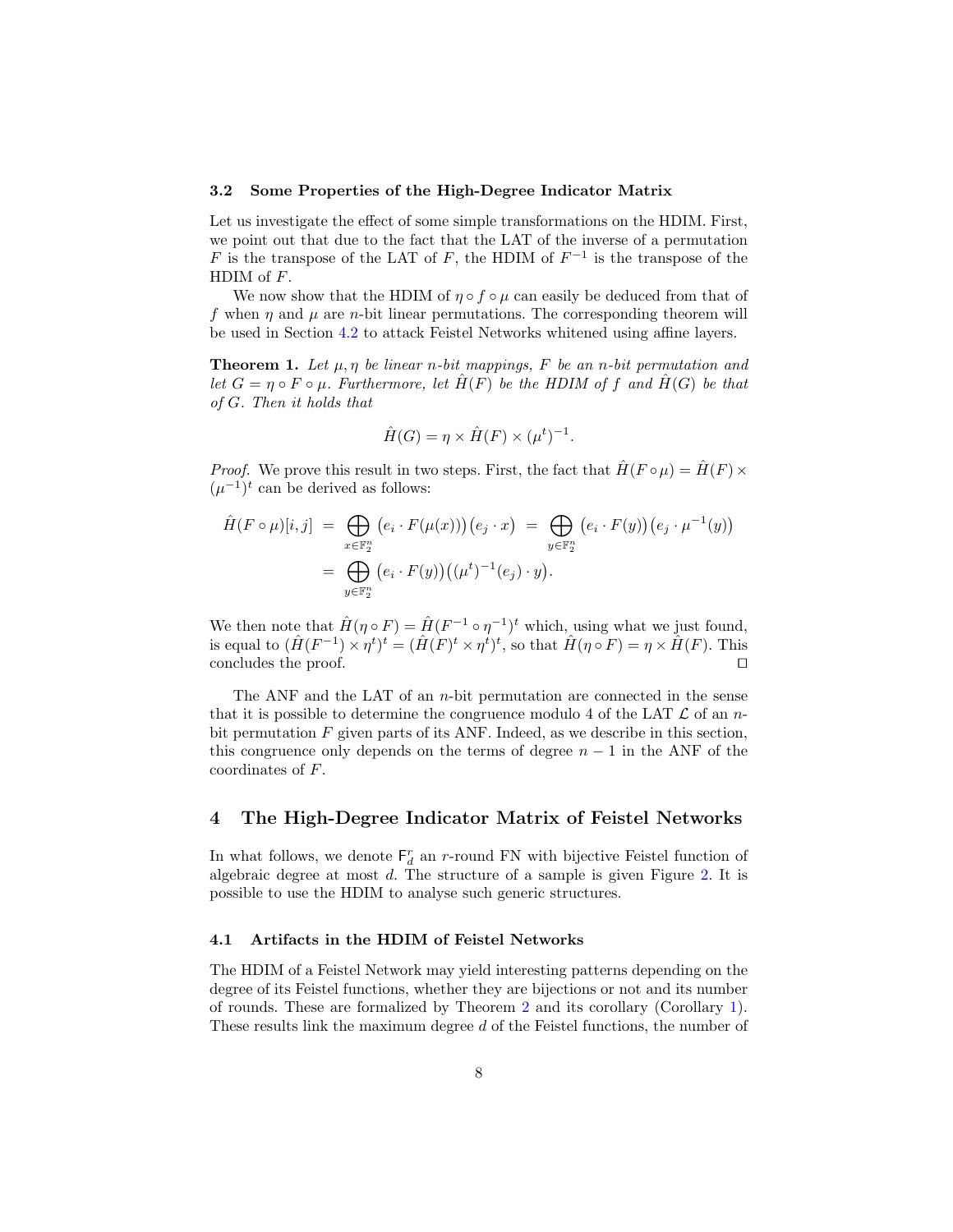### 3.2 Some Properties of the High-Degree Indicator Matrix

Let us investigate the effect of some simple transformations on the HDIM. First, we point out that due to the fact that the LAT of the inverse of a permutation $F$ is the transpose of the LAT of $F$, the HDIM of $F^{-1}$ is the transpose of the HDIM of $F$.

We now show that the HDIM of $\eta \circ f \circ \mu$ can easily be deduced from that of $f$ when $\eta$ and $\mu$ are $n$-bit linear permutations. The corresponding theorem will be used in Section 4.2 to attack Feistel Networks whitened using affine layers.

**Theorem 1.** *Let $\mu, \eta$ be linear $n$-bit mappings, $F$ be an $n$-bit permutation and let $G = \eta \circ F \circ \mu$. Furthermore, let $\hat{H}(F)$ be the HDIM of $f$ and $\hat{H}(G)$ be that of $G$. Then it holds that*

$$\hat{H}(G) = \eta \times \hat{H}(F) \times (\mu^t)^{-1}.$$

*Proof.* We prove this result in two steps. First, the fact that $\hat{H}(F \circ \mu) = \hat{H}(F) \times (\mu^{-1})^t$ can be derived as follows:

$$\begin{aligned}
\hat{H}(F \circ \mu)[i,j] &= \bigoplus_{x \in \mathbb{F}_2^n} \big(e_i \cdot F(\mu(x))\big)\big(e_j \cdot x\big) = \bigoplus_{y \in \mathbb{F}_2^n} \big(e_i \cdot F(y)\big)\big(e_j \cdot \mu^{-1}(y)\big) \\
&= \bigoplus_{y \in \mathbb{F}_2^n} \big(e_i \cdot F(y)\big)\big((\mu^t)^{-1}(e_j) \cdot y\big).
\end{aligned}$$

We then note that $\hat{H}(\eta \circ F) = \hat{H}(F^{-1} \circ \eta^{-1})^t$ which, using what we just found, is equal to $(\hat{H}(F^{-1}) \times \eta^t)^t = (\hat{H}(F)^t \times \eta^t)^t$, so that $\hat{H}(\eta \circ F) = \eta \times \hat{H}(F)$. This concludes the proof. $\square$

The ANF and the LAT of an $n$-bit permutation are connected in the sense that it is possible to determine the congruence modulo 4 of the LAT $\mathcal{L}$ of an $n$-bit permutation $F$ given parts of its ANF. Indeed, as we describe in this section, this congruence only depends on the terms of degree $n-1$ in the ANF of the coordinates of $F$.

## 4 The High-Degree Indicator Matrix of Feistel Networks

In what follows, we denote $\mathsf{F}_d^r$ an $r$-round FN with bijective Feistel function of algebraic degree at most $d$. The structure of a sample is given Figure 2. It is possible to use the HDIM to analyse such generic structures.

### 4.1 Artifacts in the HDIM of Feistel Networks

The HDIM of a Feistel Network may yield interesting patterns depending on the degree of its Feistel functions, whether they are bijections or not and its number of rounds. These are formalized by Theorem 2 and its corollary (Corollary 1). These results link the maximum degree $d$ of the Feistel functions, the number of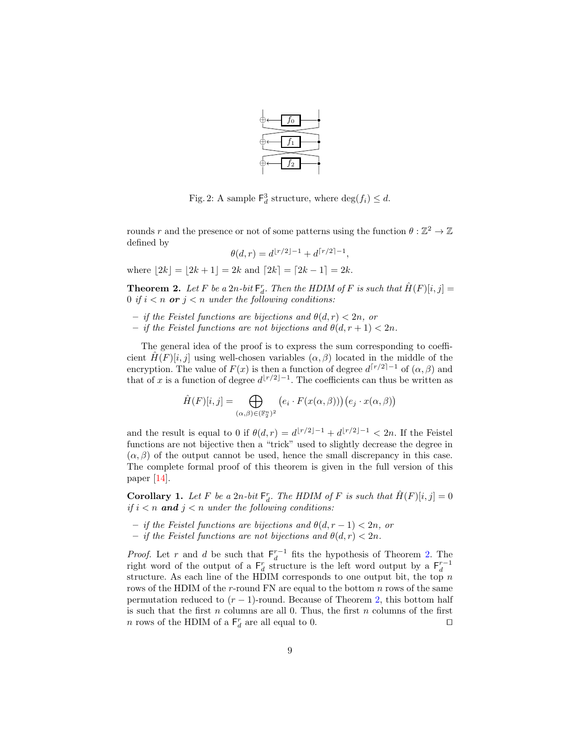Fig. 2: A sample $\mathsf{F}_d^3$ structure, where $\deg(f_i) \leq d$.

rounds $r$ and the presence or not of some patterns using the function $\theta : \mathbb{Z}^2 \to \mathbb{Z}$ defined by

$$\theta(d, r) = d^{\lfloor r/2 \rfloor - 1} + d^{\lceil r/2 \rceil - 1},$$

where $\lfloor 2k \rfloor = \lfloor 2k + 1 \rfloor = 2k$ and $\lceil 2k \rceil = \lceil 2k - 1 \rceil = 2k$.

**Theorem 2.** *Let $F$ be a $2n$-bit $\mathsf{F}_d^r$. Then the HDIM of $F$ is such that $\hat{H}(F)[i, j] = 0$ if $i < n$ **or** $j < n$ under the following conditions:*

- *if the Feistel functions are bijections and $\theta(d, r) < 2n$, or*
- *if the Feistel functions are not bijections and $\theta(d, r + 1) < 2n$.*

The general idea of the proof is to express the sum corresponding to coefficient $\hat{H}(F)[i, j]$ using well-chosen variables $(\alpha, \beta)$ located in the middle of the encryption. The value of $F(x)$ is then a function of degree $d^{\lceil r/2 \rceil - 1}$ of $(\alpha, \beta)$ and that of $x$ is a function of degree $d^{\lfloor r/2 \rfloor - 1}$. The coefficients can thus be written as

$$\hat{H}(F)[i, j] = \bigoplus_{(\alpha, \beta) \in (\mathbb{F}_2^n)^2} \big(e_i \cdot F(x(\alpha, \beta))\big)\big(e_j \cdot x(\alpha, \beta)\big)$$

and the result is equal to 0 if $\theta(d, r) = d^{\lfloor r/2 \rfloor - 1} + d^{\lfloor r/2 \rfloor - 1} < 2n$. If the Feistel functions are not bijective then a "trick" used to slightly decrease the degree in $(\alpha, \beta)$ of the output cannot be used, hence the small discrepancy in this case. The complete formal proof of this theorem is given in the full version of this paper [14].

**Corollary 1.** *Let $F$ be a $2n$-bit $\mathsf{F}_d^r$. The HDIM of $F$ is such that $\hat{H}(F)[i, j] = 0$ if $i < n$ **and** $j < n$ under the following conditions:*

- *if the Feistel functions are bijections and $\theta(d, r - 1) < 2n$, or*
- *if the Feistel functions are not bijections and $\theta(d, r) < 2n$.*

*Proof.* Let $r$ and $d$ be such that $\mathsf{F}_d^{r-1}$ fits the hypothesis of Theorem 2. The right word of the output of a $\mathsf{F}_d^r$ structure is the left word output by a $\mathsf{F}_d^{r-1}$ structure. As each line of the HDIM corresponds to one output bit, the top $n$ rows of the HDIM of the $r$-round FN are equal to the bottom $n$ rows of the same permutation reduced to $(r - 1)$-round. Because of Theorem 2, this bottom half is such that the first $n$ columns are all 0. Thus, the first $n$ columns of the first $n$ rows of the HDIM of a $\mathsf{F}_d^r$ are all equal to 0. $\square$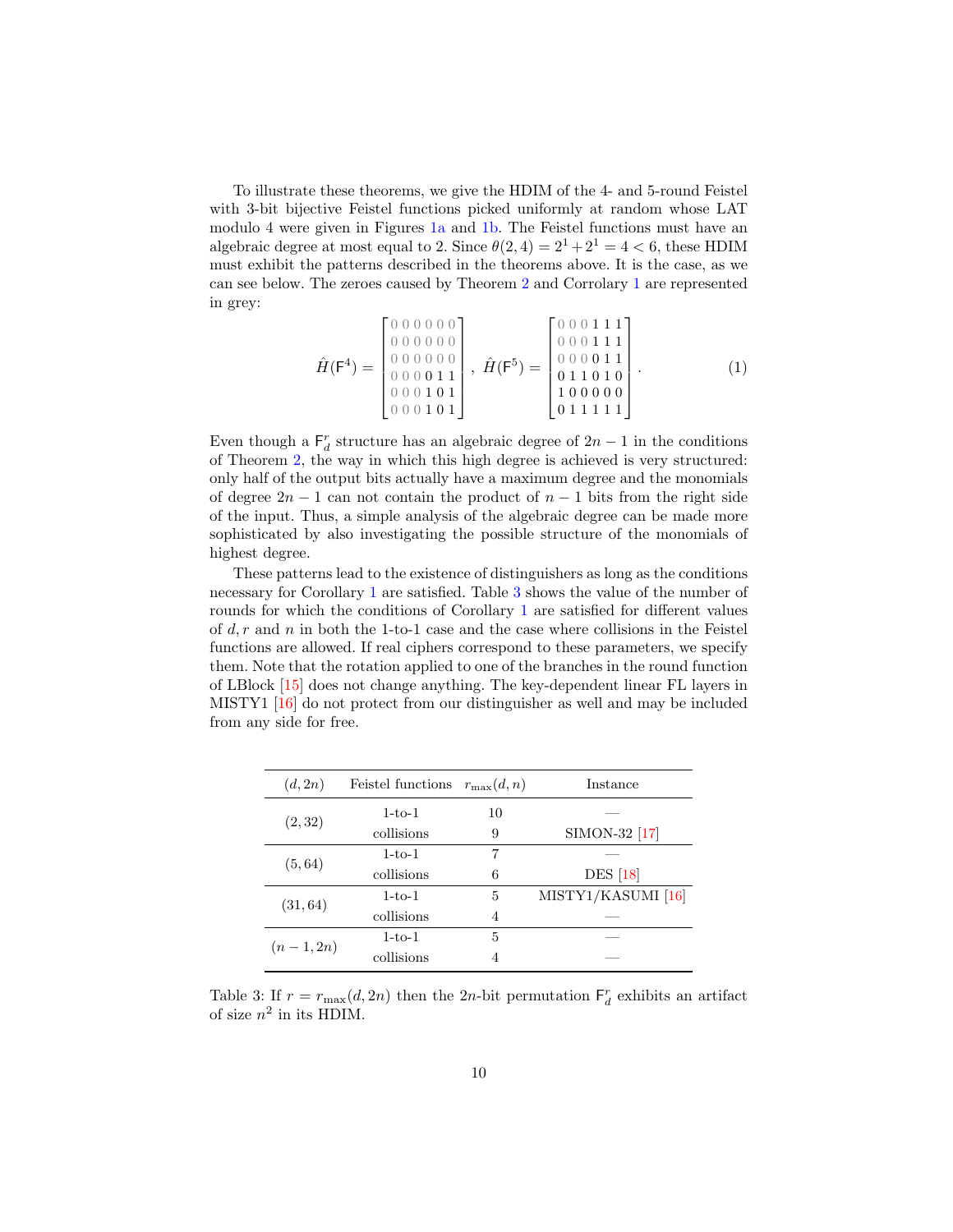To illustrate these theorems, we give the HDIM of the 4- and 5-round Feistel with 3-bit bijective Feistel functions picked uniformly at random whose LAT modulo 4 were given in Figures 1a and 1b. The Feistel functions must have an algebraic degree at most equal to 2. Since $\theta(2,4) = 2^1 + 2^1 = 4 < 6$, these HDIM must exhibit the patterns described in the theorems above. It is the case, as we can see below. The zeroes caused by Theorem 2 and Corrolary 1 are represented in grey:

$$\hat{H}(\mathsf{F}^4) = \begin{bmatrix} 0\,0\,0\,0\,0\,0 \\ 0\,0\,0\,0\,0\,0 \\ 0\,0\,0\,0\,0\,0 \\ 0\,0\,0\,0\,1\,1 \\ 0\,0\,0\,1\,0\,1 \\ 0\,0\,0\,1\,0\,1 \end{bmatrix}, \ \hat{H}(\mathsf{F}^5) = \begin{bmatrix} 0\,0\,0\,1\,1\,1 \\ 0\,0\,0\,1\,1\,1 \\ 0\,0\,0\,0\,1\,1 \\ 0\,1\,1\,0\,1\,0 \\ 1\,0\,0\,0\,0\,0 \\ 0\,1\,1\,1\,1\,1 \end{bmatrix}. \tag{1}$$

Even though a $\mathsf{F}^r_d$ structure has an algebraic degree of $2n-1$ in the conditions of Theorem 2, the way in which this high degree is achieved is very structured: only half of the output bits actually have a maximum degree and the monomials of degree $2n-1$ can not contain the product of $n-1$ bits from the right side of the input. Thus, a simple analysis of the algebraic degree can be made more sophisticated by also investigating the possible structure of the monomials of highest degree.

These patterns lead to the existence of distinguishers as long as the conditions necessary for Corollary 1 are satisfied. Table 3 shows the value of the number of rounds for which the conditions of Corollary 1 are satisfied for different values of $d, r$ and $n$ in both the 1-to-1 case and the case where collisions in the Feistel functions are allowed. If real ciphers correspond to these parameters, we specify them. Note that the rotation applied to one of the branches in the round function of LBlock [15] does not change anything. The key-dependent linear FL layers in MISTY1 [16] do not protect from our distinguisher as well and may be included from any side for free.

| $(d, 2n)$ | Feistel functions | $r_{\max}(d, n)$ | Instance |
|---|---|---|---|
| $(2, 32)$ | 1-to-1 | 10 | — |
| | collisions | 9 | SIMON-32 [17] |
| $(5, 64)$ | 1-to-1 | 7 | — |
| | collisions | 6 | DES [18] |
| $(31, 64)$ | 1-to-1 | 5 | MISTY1/KASUMI [16] |
| | collisions | 4 | — |
| $(n-1, 2n)$ | 1-to-1 | 5 | — |
| | collisions | 4 | — |

Table 3: If $r = r_{\max}(d, 2n)$ then the $2n$-bit permutation $\mathsf{F}^r_d$ exhibits an artifact of size $n^2$ in its HDIM.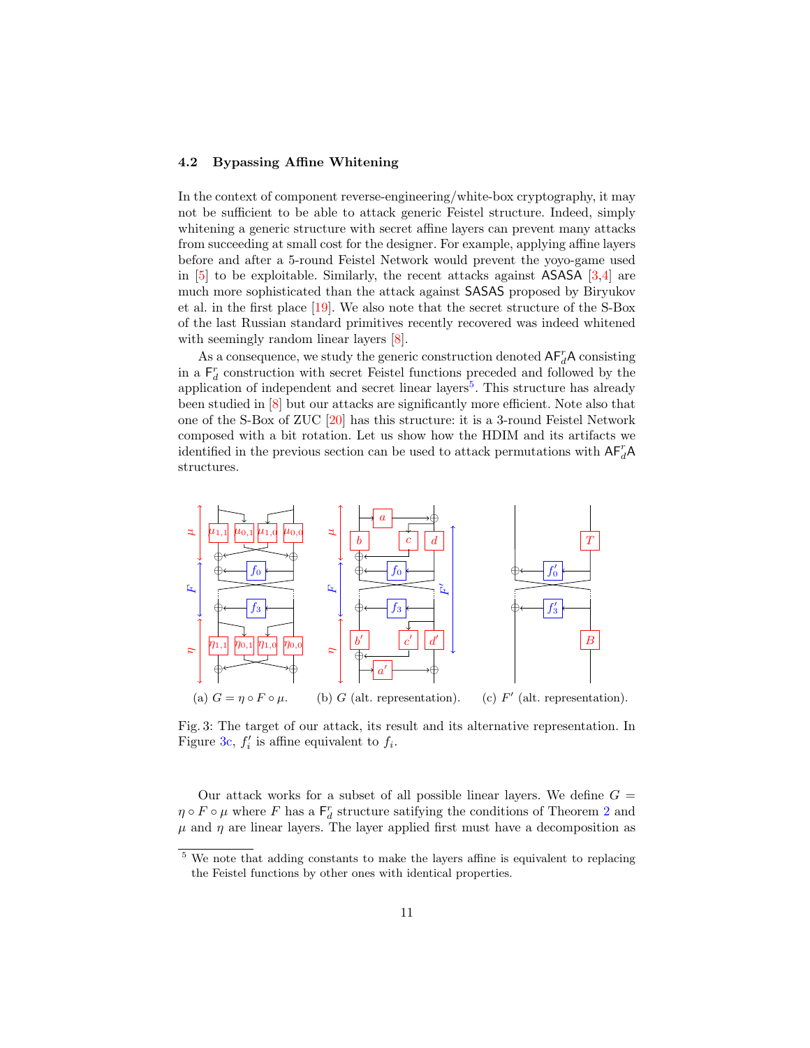### 4.2 Bypassing Affine Whitening

In the context of component reverse-engineering/white-box cryptography, it may not be sufficient to be able to attack generic Feistel structure. Indeed, simply whitening a generic structure with secret affine layers can prevent many attacks from succeeding at small cost for the designer. For example, applying affine layers before and after a 5-round Feistel Network would prevent the yoyo-game used in [5] to be exploitable. Similarly, the recent attacks against ASASA [3,4] are much more sophisticated than the attack against SASAS proposed by Biryukov et al. in the first place [19]. We also note that the secret structure of the S-Box of the last Russian standard primitives recently recovered was indeed whitened with seemingly random linear layers [8].

As a consequence, we study the generic construction denoted $\mathsf{AF}_d^r\mathsf{A}$ consisting in a $\mathsf{F}_d^r$ construction with secret Feistel functions preceded and followed by the application of independent and secret linear layers[5]. This structure has already been studied in [8] but our attacks are significantly more efficient. Note also that one of the S-Box of ZUC [20] has this structure: it is a 3-round Feistel Network composed with a bit rotation. Let us show how the HDIM and its artifacts we identified in the previous section can be used to attack permutations with $\mathsf{AF}_d^r\mathsf{A}$ structures.

(a) $G = \eta \circ F \circ \mu$. (b) $G$ (alt. representation). (c) $F'$ (alt. representation).

Fig. 3: The target of our attack, its result and its alternative representation. In Figure 3c, $f'_i$ is affine equivalent to $f_i$.

Our attack works for a subset of all possible linear layers. We define $G = \eta \circ F \circ \mu$ where $F$ has a $\mathsf{F}_d^r$ structure satifying the conditions of Theorem 2 and $\mu$ and $\eta$ are linear layers. The layer applied first must have a decomposition as

[5] We note that adding constants to make the layers affine is equivalent to replacing the Feistel functions by other ones with identical properties.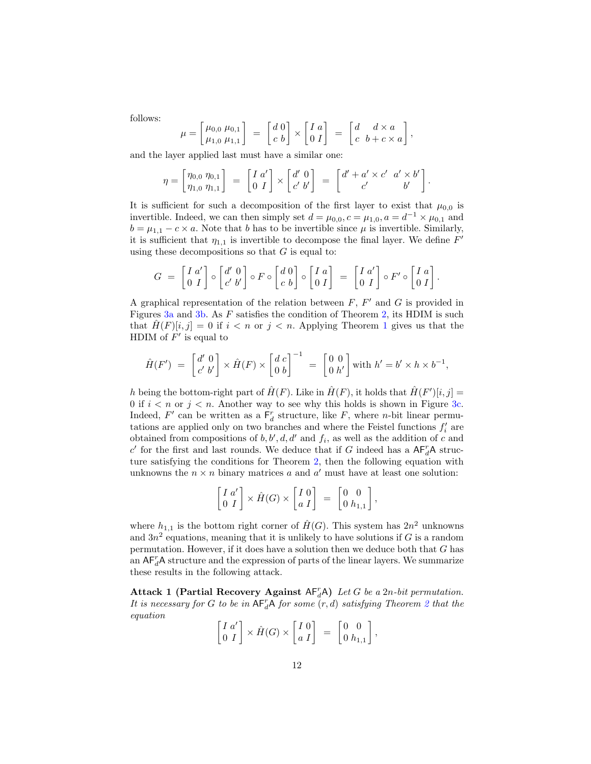follows:

$$\mu = \begin{bmatrix} \mu_{0,0} & \mu_{0,1} \\ \mu_{1,0} & \mu_{1,1} \end{bmatrix} = \begin{bmatrix} d & 0 \\ c & b \end{bmatrix} \times \begin{bmatrix} I & a \\ 0 & I \end{bmatrix} = \begin{bmatrix} d & d \times a \\ c & b + c \times a \end{bmatrix},$$

and the layer applied last must have a similar one:

$$\eta = \begin{bmatrix} \eta_{0,0} & \eta_{0,1} \\ \eta_{1,0} & \eta_{1,1} \end{bmatrix} = \begin{bmatrix} I & a' \\ 0 & I \end{bmatrix} \times \begin{bmatrix} d' & 0 \\ c' & b' \end{bmatrix} = \begin{bmatrix} d' + a' \times c' & a' \times b' \\ c' & b' \end{bmatrix}.$$

It is sufficient for such a decomposition of the first layer to exist that $\mu_{0,0}$ is invertible. Indeed, we can then simply set $d = \mu_{0,0}, c = \mu_{1,0}, a = d^{-1} \times \mu_{0,1}$ and $b = \mu_{1,1} - c \times a$. Note that $b$ has to be invertible since $\mu$ is invertible. Similarly, it is sufficient that $\eta_{1,1}$ is invertible to decompose the final layer. We define $F'$ using these decompositions so that $G$ is equal to:

$$G = \begin{bmatrix} I & a' \\ 0 & I \end{bmatrix} \circ \begin{bmatrix} d' & 0 \\ c' & b' \end{bmatrix} \circ F \circ \begin{bmatrix} d & 0 \\ c & b \end{bmatrix} \circ \begin{bmatrix} I & a \\ 0 & I \end{bmatrix} = \begin{bmatrix} I & a' \\ 0 & I \end{bmatrix} \circ F' \circ \begin{bmatrix} I & a \\ 0 & I \end{bmatrix}.$$

A graphical representation of the relation between $F$, $F'$ and $G$ is provided in Figures 3a and 3b. As $F$ satisfies the condition of Theorem 2, its HDIM is such that $\hat{H}(F)[i,j] = 0$ if $i < n$ or $j < n$. Applying Theorem 1 gives us that the HDIM of $F'$ is equal to

$$\hat{H}(F') = \begin{bmatrix} d' & 0 \\ c' & b' \end{bmatrix} \times \hat{H}(F) \times \begin{bmatrix} d & c \\ 0 & b \end{bmatrix}^{-1} = \begin{bmatrix} 0 & 0 \\ 0 & h' \end{bmatrix} \text{ with } h' = b' \times h \times b^{-1},$$

$h$ being the bottom-right part of $\hat{H}(F)$. Like in $\hat{H}(F)$, it holds that $\hat{H}(F')[i,j] = 0$ if $i < n$ or $j < n$. Another way to see why this holds is shown in Figure 3c. Indeed, $F'$ can be written as a $\mathsf{F}_d^r$ structure, like $F$, where $n$-bit linear permutations are applied only on two branches and where the Feistel functions $f_i'$ are obtained from compositions of $b, b', d, d'$ and $f_i$, as well as the addition of $c$ and $c'$ for the first and last rounds. We deduce that if $G$ indeed has a $\mathsf{AF}_d^r\mathsf{A}$ structure satisfying the conditions for Theorem 2, then the following equation with unknowns the $n \times n$ binary matrices $a$ and $a'$ must have at least one solution:

$$\begin{bmatrix} I & a' \\ 0 & I \end{bmatrix} \times \hat{H}(G) \times \begin{bmatrix} I & 0 \\ a & I \end{bmatrix} = \begin{bmatrix} 0 & 0 \\ 0 & h_{1,1} \end{bmatrix},$$

where $h_{1,1}$ is the bottom right corner of $\hat{H}(G)$. This system has $2n^2$ unknowns and $3n^2$ equations, meaning that it is unlikely to have solutions if $G$ is a random permutation. However, if it does have a solution then we deduce both that $G$ has an $\mathsf{AF}_d^r\mathsf{A}$ structure and the expression of parts of the linear layers. We summarize these results in the following attack.

**Attack 1 (Partial Recovery Against $\mathsf{AF}_d^r\mathsf{A}$)** *Let $G$ be a $2n$-bit permutation. It is necessary for $G$ to be in $\mathsf{AF}_d^r\mathsf{A}$ for some $(r,d)$ satisfying Theorem 2 that the equation*

$$\begin{bmatrix} I & a' \\ 0 & I \end{bmatrix} \times \hat{H}(G) \times \begin{bmatrix} I & 0 \\ a & I \end{bmatrix} = \begin{bmatrix} 0 & 0 \\ 0 & h_{1,1} \end{bmatrix},$$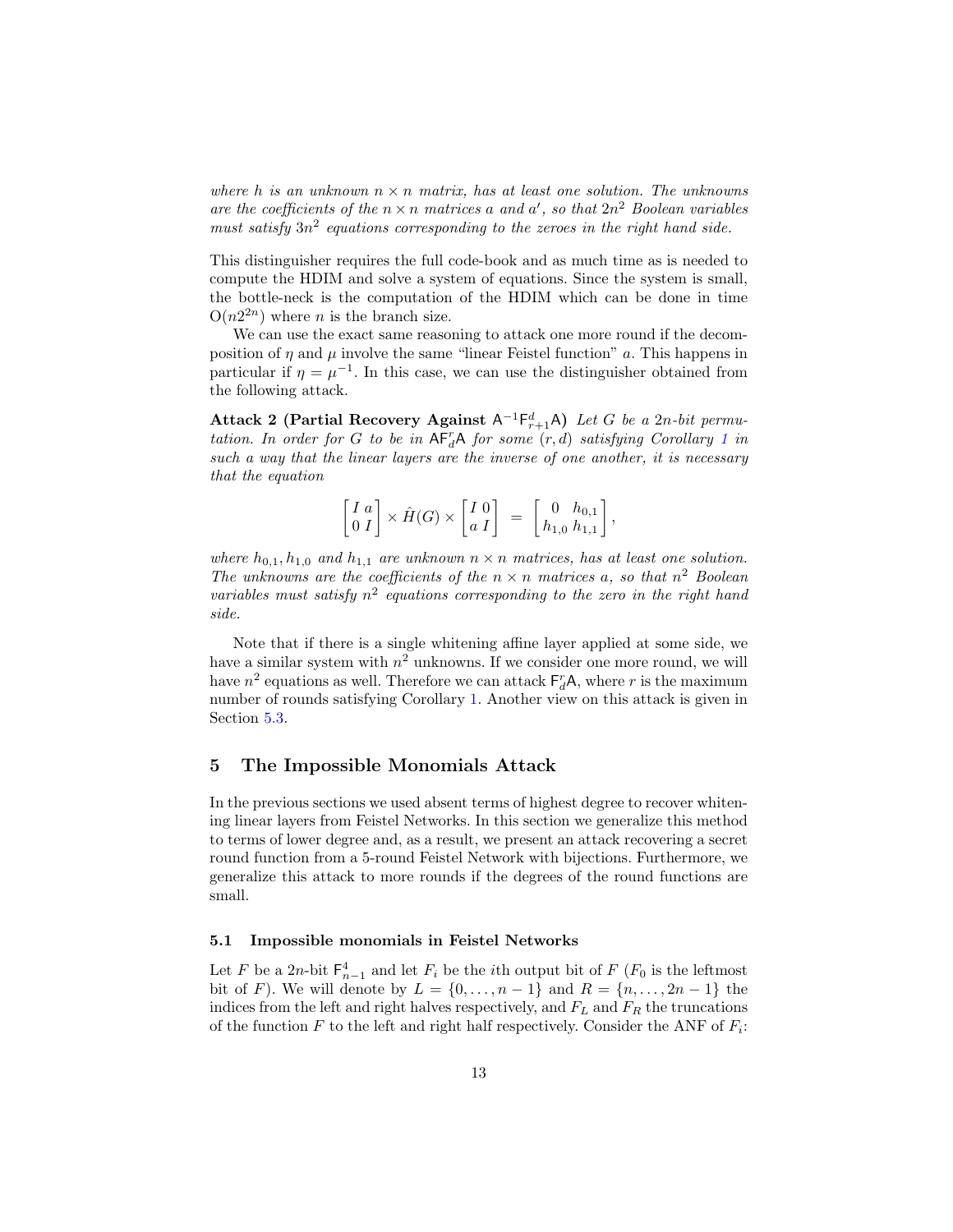*where $h$ is an unknown $n \times n$ matrix, has at least one solution. The unknowns are the coefficients of the $n \times n$ matrices $a$ and $a'$, so that $2n^2$ Boolean variables must satisfy $3n^2$ equations corresponding to the zeroes in the right hand side.*

This distinguisher requires the full code-book and as much time as is needed to compute the HDIM and solve a system of equations. Since the system is small, the bottle-neck is the computation of the HDIM which can be done in time $O(n2^{2n})$ where $n$ is the branch size.

We can use the exact same reasoning to attack one more round if the decomposition of $\eta$ and $\mu$ involve the same "linear Feistel function" $a$. This happens in particular if $\eta = \mu^{-1}$. In this case, we can use the distinguisher obtained from the following attack.

**Attack 2 (Partial Recovery Against $\mathsf{A}^{-1}\mathsf{F}^d_{r+1}\mathsf{A}$)** *Let $G$ be a $2n$-bit permutation. In order for $G$ to be in $\mathsf{AF}^r_d\mathsf{A}$ for some $(r, d)$ satisfying Corollary 1 in such a way that the linear layers are the inverse of one another, it is necessary that the equation*

$$\begin{bmatrix} I & a \\ 0 & I \end{bmatrix} \times \hat{H}(G) \times \begin{bmatrix} I & 0 \\ a & I \end{bmatrix} = \begin{bmatrix} 0 & h_{0,1} \\ h_{1,0} & h_{1,1} \end{bmatrix},$$

*where $h_{0,1}, h_{1,0}$ and $h_{1,1}$ are unknown $n \times n$ matrices, has at least one solution. The unknowns are the coefficients of the $n \times n$ matrices $a$, so that $n^2$ Boolean variables must satisfy $n^2$ equations corresponding to the zero in the right hand side.*

Note that if there is a single whitening affine layer applied at some side, we have a similar system with $n^2$ unknowns. If we consider one more round, we will have $n^2$ equations as well. Therefore we can attack $\mathsf{F}^r_d\mathsf{A}$, where $r$ is the maximum number of rounds satisfying Corollary 1. Another view on this attack is given in Section 5.3.

## 5 The Impossible Monomials Attack

In the previous sections we used absent terms of highest degree to recover whitening linear layers from Feistel Networks. In this section we generalize this method to terms of lower degree and, as a result, we present an attack recovering a secret round function from a 5-round Feistel Network with bijections. Furthermore, we generalize this attack to more rounds if the degrees of the round functions are small.

### 5.1 Impossible monomials in Feistel Networks

Let $F$ be a $2n$-bit $\mathsf{F}^4_{n-1}$ and let $F_i$ be the $i$th output bit of $F$ ($F_0$ is the leftmost bit of $F$). We will denote by $L = \{0, \ldots, n-1\}$ and $R = \{n, \ldots, 2n-1\}$ the indices from the left and right halves respectively, and $F_L$ and $F_R$ the truncations of the function $F$ to the left and right half respectively. Consider the ANF of $F_i$: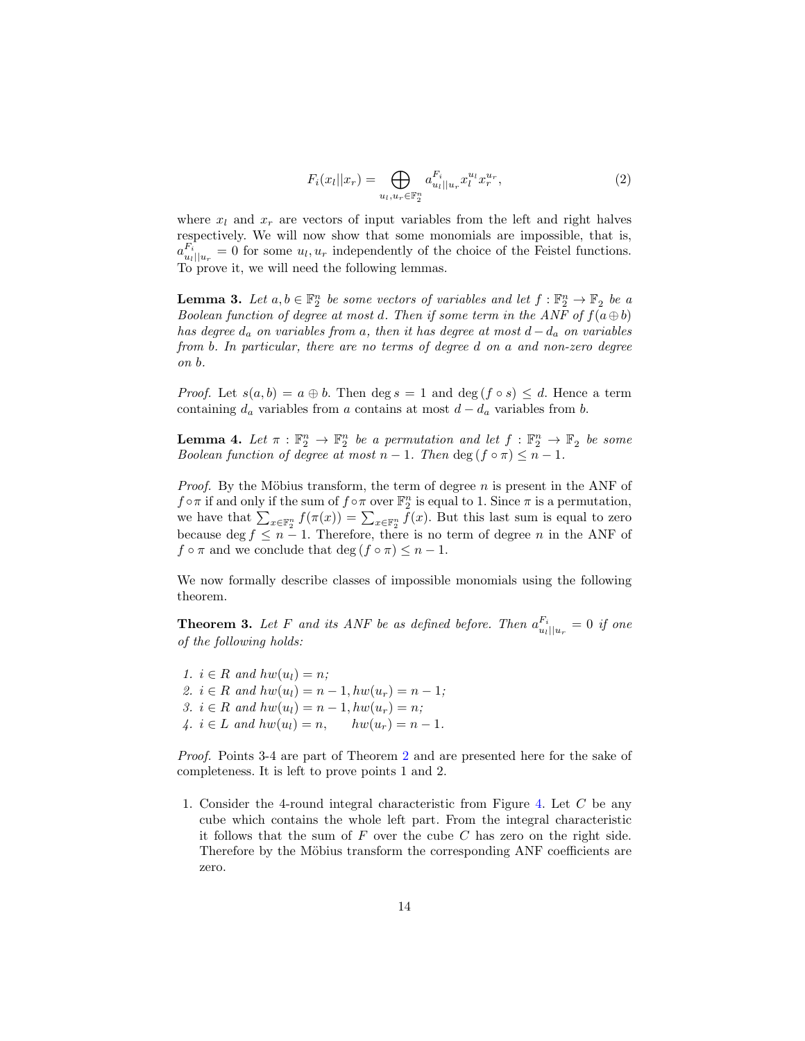$$F_i(x_l||x_r) = \bigoplus_{u_l, u_r \in \mathbb{F}_2^n} a^{F_i}_{u_l||u_r} x_l^{u_l} x_r^{u_r}, \tag{2}$$

where $x_l$ and $x_r$ are vectors of input variables from the left and right halves respectively. We will now show that some monomials are impossible, that is, $a^{F_i}_{u_l||u_r} = 0$ for some $u_l, u_r$ independently of the choice of the Feistel functions. To prove it, we will need the following lemmas.

**Lemma 3.** *Let $a, b \in \mathbb{F}_2^n$ be some vectors of variables and let $f : \mathbb{F}_2^n \to \mathbb{F}_2$ be a Boolean function of degree at most $d$. Then if some term in the ANF of $f(a \oplus b)$ has degree $d_a$ on variables from $a$, then it has degree at most $d - d_a$ on variables from $b$. In particular, there are no terms of degree $d$ on $a$ and non-zero degree on $b$.*

*Proof.* Let $s(a, b) = a \oplus b$. Then $\deg s = 1$ and $\deg (f \circ s) \le d$. Hence a term containing $d_a$ variables from $a$ contains at most $d - d_a$ variables from $b$.

**Lemma 4.** *Let $\pi : \mathbb{F}_2^n \to \mathbb{F}_2^n$ be a permutation and let $f : \mathbb{F}_2^n \to \mathbb{F}_2$ be some Boolean function of degree at most $n-1$. Then $\deg (f \circ \pi) \le n - 1$.*

*Proof.* By the Möbius transform, the term of degree $n$ is present in the ANF of $f \circ \pi$ if and only if the sum of $f \circ \pi$ over $\mathbb{F}_2^n$ is equal to 1. Since $\pi$ is a permutation, we have that $\sum_{x \in \mathbb{F}_2^n} f(\pi(x)) = \sum_{x \in \mathbb{F}_2^n} f(x)$. But this last sum is equal to zero because $\deg f \le n - 1$. Therefore, there is no term of degree $n$ in the ANF of $f \circ \pi$ and we conclude that $\deg (f \circ \pi) \le n - 1$.

We now formally describe classes of impossible monomials using the following theorem.

**Theorem 3.** *Let $F$ and its ANF be as defined before. Then $a^{F_i}_{u_l||u_r} = 0$ if one of the following holds:*

1. *$i \in R$ and $hw(u_l) = n$;*
2. *$i \in R$ and $hw(u_l) = n - 1, hw(u_r) = n - 1$;*
3. *$i \in R$ and $hw(u_l) = n - 1, hw(u_r) = n$;*
4. *$i \in L$ and $hw(u_l) = n, \quad hw(u_r) = n - 1$.*

*Proof.* Points 3-4 are part of Theorem 2 and are presented here for the sake of completeness. It is left to prove points 1 and 2.

1. Consider the 4-round integral characteristic from Figure 4. Let $C$ be any cube which contains the whole left part. From the integral characteristic it follows that the sum of $F$ over the cube $C$ has zero on the right side. Therefore by the Möbius transform the corresponding ANF coefficients are zero.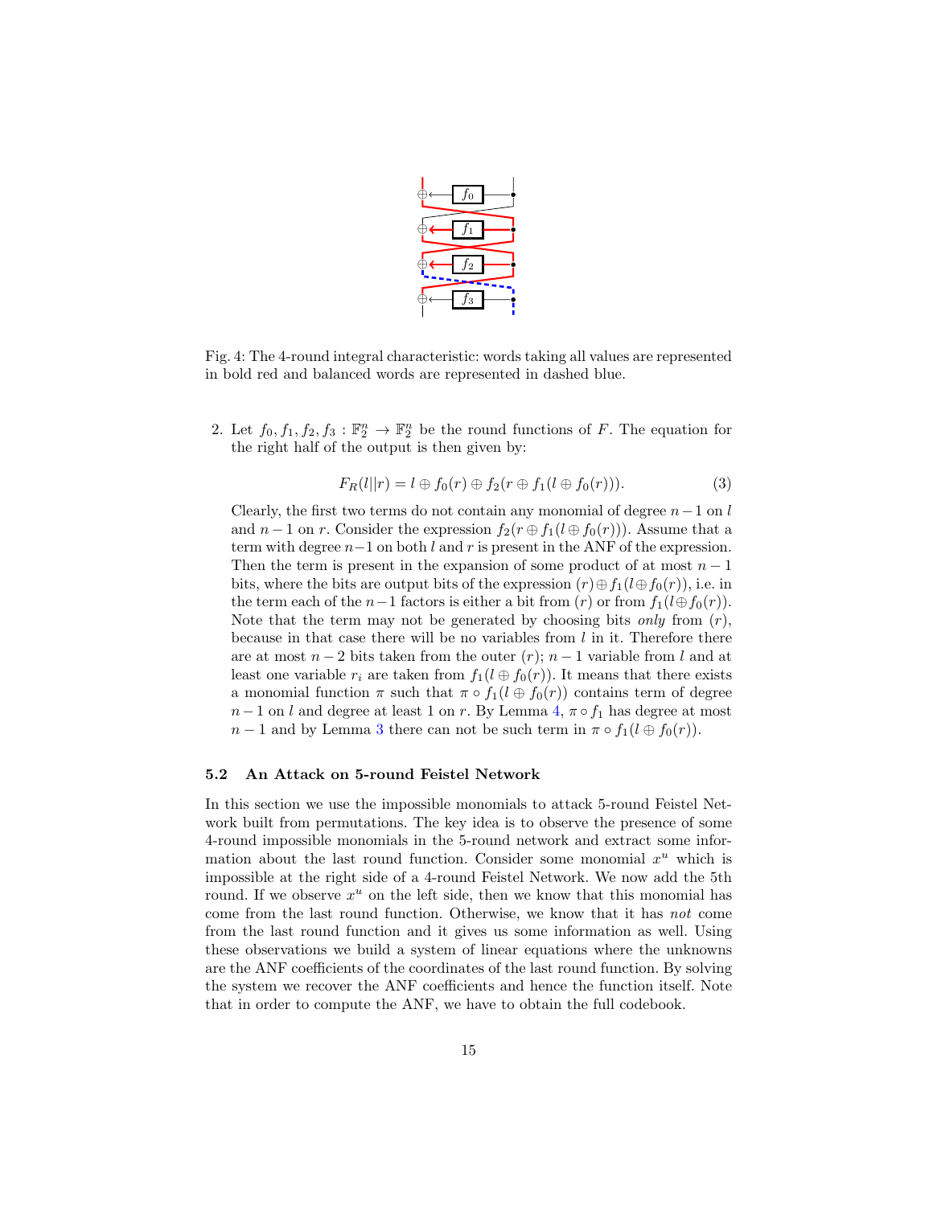Fig. 4: The 4-round integral characteristic: words taking all values are represented in bold red and balanced words are represented in dashed blue.

2. Let $f_0, f_1, f_2, f_3 : \mathbb{F}_2^n \to \mathbb{F}_2^n$ be the round functions of $F$. The equation for the right half of the output is then given by:

$$F_R(l||r) = l \oplus f_0(r) \oplus f_2(r \oplus f_1(l \oplus f_0(r))). \tag{3}$$

Clearly, the first two terms do not contain any monomial of degree $n-1$ on $l$ and $n-1$ on $r$. Consider the expression $f_2(r \oplus f_1(l \oplus f_0(r)))$. Assume that a term with degree $n-1$ on both $l$ and $r$ is present in the ANF of the expression. Then the term is present in the expansion of some product of at most $n-1$ bits, where the bits are output bits of the expression $(r) \oplus f_1(l \oplus f_0(r))$, i.e. in the term each of the $n-1$ factors is either a bit from $(r)$ or from $f_1(l \oplus f_0(r))$. Note that the term may not be generated by choosing bits *only* from $(r)$, because in that case there will be no variables from $l$ in it. Therefore there are at most $n-2$ bits taken from the outer $(r)$; $n-1$ variable from $l$ and at least one variable $r_i$ are taken from $f_1(l \oplus f_0(r))$. It means that there exists a monomial function $\pi$ such that $\pi \circ f_1(l \oplus f_0(r))$ contains term of degree $n-1$ on $l$ and degree at least 1 on $r$. By Lemma 4, $\pi \circ f_1$ has degree at most $n-1$ and by Lemma 3 there can not be such term in $\pi \circ f_1(l \oplus f_0(r))$.

### 5.2 An Attack on 5-round Feistel Network

In this section we use the impossible monomials to attack 5-round Feistel Network built from permutations. The key idea is to observe the presence of some 4-round impossible monomials in the 5-round network and extract some information about the last round function. Consider some monomial $x^u$ which is impossible at the right side of a 4-round Feistel Network. We now add the 5th round. If we observe $x^u$ on the left side, then we know that this monomial has come from the last round function. Otherwise, we know that it has *not* come from the last round function and it gives us some information as well. Using these observations we build a system of linear equations where the unknowns are the ANF coefficients of the coordinates of the last round function. By solving the system we recover the ANF coefficients and hence the function itself. Note that in order to compute the ANF, we have to obtain the full codebook.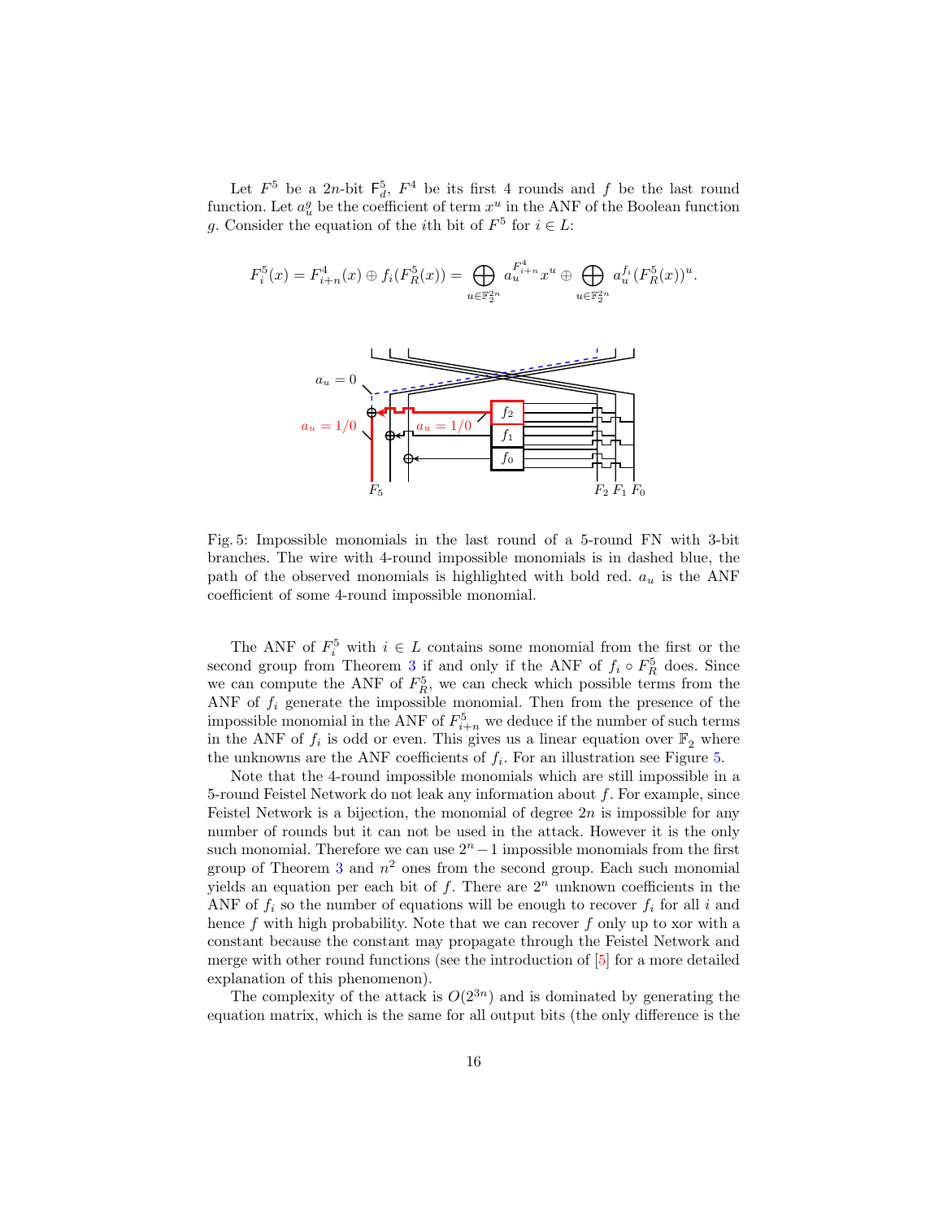Let $F^5$ be a $2n$-bit $\mathsf{F}_d^5$, $F^4$ be its first 4 rounds and $f$ be the last round function. Let $a_u^g$ be the coefficient of term $x^u$ in the ANF of the Boolean function $g$. Consider the equation of the $i$th bit of $F^5$ for $i \in L$:

$$F_i^5(x) = F_{i+n}^4(x) \oplus f_i(F_R^5(x)) = \bigoplus_{u \in \mathbb{F}_2^{2n}} a_u^{F_{i+n}^4} x^u \oplus \bigoplus_{u \in \mathbb{F}_2^{2n}} a_u^{f_i} (F_R^5(x))^u.$$

Fig. 5: Impossible monomials in the last round of a 5-round FN with 3-bit branches. The wire with 4-round impossible monomials is in dashed blue, the path of the observed monomials is highlighted with bold red. $a_u$ is the ANF coefficient of some 4-round impossible monomial.

The ANF of $F_i^5$ with $i \in L$ contains some monomial from the first or the second group from Theorem 3 if and only if the ANF of $f_i \circ F_R^5$ does. Since we can compute the ANF of $F_R^5$, we can check which possible terms from the ANF of $f_i$ generate the impossible monomial. Then from the presence of the impossible monomial in the ANF of $F_{i+n}^5$ we deduce if the number of such terms in the ANF of $f_i$ is odd or even. This gives us a linear equation over $\mathbb{F}_2$ where the unknowns are the ANF coefficients of $f_i$. For an illustration see Figure 5.

Note that the 4-round impossible monomials which are still impossible in a 5-round Feistel Network do not leak any information about $f$. For example, since Feistel Network is a bijection, the monomial of degree $2n$ is impossible for any number of rounds but it can not be used in the attack. However it is the only such monomial. Therefore we can use $2^n - 1$ impossible monomials from the first group of Theorem 3 and $n^2$ ones from the second group. Each such monomial yields an equation per each bit of $f$. There are $2^n$ unknown coefficients in the ANF of $f_i$ so the number of equations will be enough to recover $f_i$ for all $i$ and hence $f$ with high probability. Note that we can recover $f$ only up to xor with a constant because the constant may propagate through the Feistel Network and merge with other round functions (see the introduction of [5] for a more detailed explanation of this phenomenon).

The complexity of the attack is $O(2^{3n})$ and is dominated by generating the equation matrix, which is the same for all output bits (the only difference is the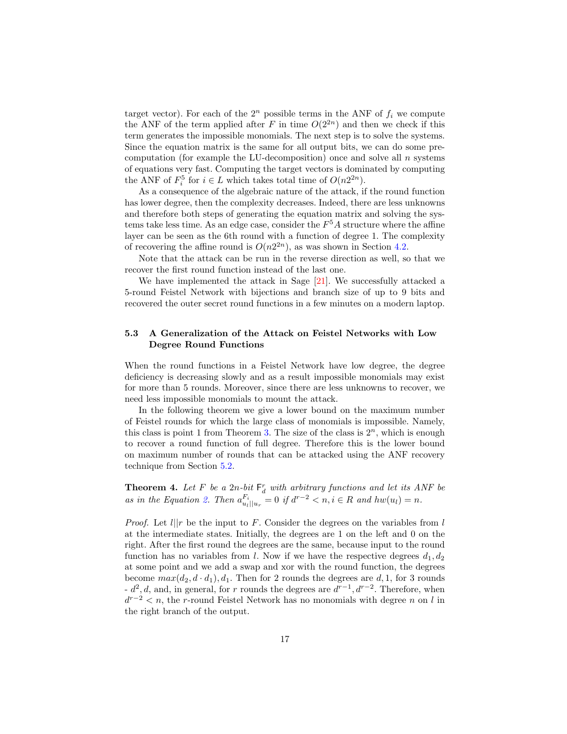target vector). For each of the $2^n$ possible terms in the ANF of $f_i$ we compute the ANF of the term applied after $F$ in time $O(2^{2n})$ and then we check if this term generates the impossible monomials. The next step is to solve the systems. Since the equation matrix is the same for all output bits, we can do some precomputation (for example the LU-decomposition) once and solve all $n$ systems of equations very fast. Computing the target vectors is dominated by computing the ANF of $F_i^5$ for $i \in L$ which takes total time of $O(n2^{2n})$.

As a consequence of the algebraic nature of the attack, if the round function has lower degree, then the complexity decreases. Indeed, there are less unknowns and therefore both steps of generating the equation matrix and solving the systems take less time. As an edge case, consider the $F^5A$ structure where the affine layer can be seen as the 6th round with a function of degree 1. The complexity of recovering the affine round is $O(n2^{2n})$, as was shown in Section 4.2.

Note that the attack can be run in the reverse direction as well, so that we recover the first round function instead of the last one.

We have implemented the attack in Sage [21]. We successfully attacked a 5-round Feistel Network with bijections and branch size of up to 9 bits and recovered the outer secret round functions in a few minutes on a modern laptop.

### 5.3 A Generalization of the Attack on Feistel Networks with Low Degree Round Functions

When the round functions in a Feistel Network have low degree, the degree deficiency is decreasing slowly and as a result impossible monomials may exist for more than 5 rounds. Moreover, since there are less unknowns to recover, we need less impossible monomials to mount the attack.

In the following theorem we give a lower bound on the maximum number of Feistel rounds for which the large class of monomials is impossible. Namely, this class is point 1 from Theorem 3. The size of the class is $2^n$, which is enough to recover a round function of full degree. Therefore this is the lower bound on maximum number of rounds that can be attacked using the ANF recovery technique from Section 5.2.

**Theorem 4.** *Let $F$ be a $2n$-bit $\mathsf{F}_d^r$ with arbitrary functions and let its ANF be as in the Equation 2. Then $a_{u_l||u_r}^{F_i} = 0$ if $d^{r-2} < n, i \in R$ and $hw(u_l) = n$.*

*Proof.* Let $l||r$ be the input to $F$. Consider the degrees on the variables from $l$ at the intermediate states. Initially, the degrees are 1 on the left and 0 on the right. After the first round the degrees are the same, because input to the round function has no variables from $l$. Now if we have the respective degrees $d_1, d_2$ at some point and we add a swap and xor with the round function, the degrees become $max(d_2, d \cdot d_1), d_1$. Then for 2 rounds the degrees are $d, 1$, for 3 rounds - $d^2, d$, and, in general, for $r$ rounds the degrees are $d^{r-1}, d^{r-2}$. Therefore, when $d^{r-2} < n$, the $r$-round Feistel Network has no monomials with degree $n$ on $l$ in the right branch of the output.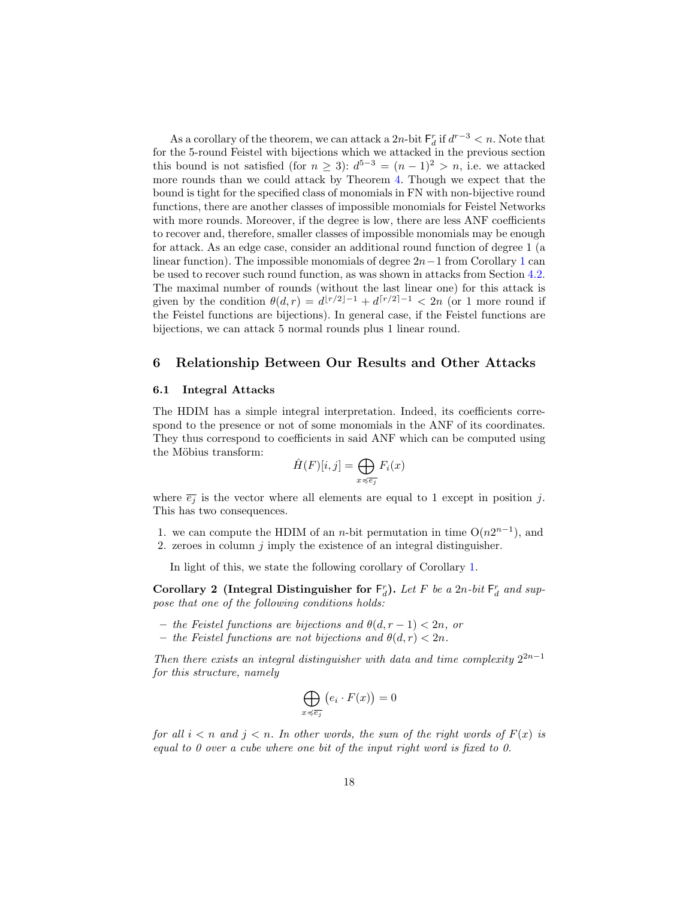As a corollary of the theorem, we can attack a $2n$-bit $\mathsf{F}_d^r$ if $d^{r-3} < n$. Note that for the 5-round Feistel with bijections which we attacked in the previous section this bound is not satisfied (for $n \geq 3$): $d^{5-3} = (n-1)^2 > n$, i.e. we attacked more rounds than we could attack by Theorem 4. Though we expect that the bound is tight for the specified class of monomials in FN with non-bijective round functions, there are another classes of impossible monomials for Feistel Networks with more rounds. Moreover, if the degree is low, there are less ANF coefficients to recover and, therefore, smaller classes of impossible monomials may be enough for attack. As an edge case, consider an additional round function of degree 1 (a linear function). The impossible monomials of degree $2n-1$ from Corollary 1 can be used to recover such round function, as was shown in attacks from Section 4.2. The maximal number of rounds (without the last linear one) for this attack is given by the condition $\theta(d, r) = d^{\lfloor r/2 \rfloor - 1} + d^{\lceil r/2 \rceil - 1} < 2n$ (or 1 more round if the Feistel functions are bijections). In general case, if the Feistel functions are bijections, we can attack 5 normal rounds plus 1 linear round.

## 6 Relationship Between Our Results and Other Attacks

### 6.1 Integral Attacks

The HDIM has a simple integral interpretation. Indeed, its coefficients correspond to the presence or not of some monomials in the ANF of its coordinates. They thus correspond to coefficients in said ANF which can be computed using the Möbius transform:

$$\hat{H}(F)[i, j] = \bigoplus_{x \preccurlyeq \overline{e_j}} F_i(x)$$

where $\overline{e_j}$ is the vector where all elements are equal to 1 except in position $j$. This has two consequences.

1. we can compute the HDIM of an $n$-bit permutation in time $O(n2^{n-1})$, and
2. zeroes in column $j$ imply the existence of an integral distinguisher.

In light of this, we state the following corollary of Corollary 1.

**Corollary 2 (Integral Distinguisher for $\mathsf{F}_d^r$).** *Let $F$ be a $2n$-bit $\mathsf{F}_d^r$ and suppose that one of the following conditions holds:*

- *the Feistel functions are bijections and $\theta(d, r-1) < 2n$, or*
- *the Feistel functions are not bijections and $\theta(d, r) < 2n$.*

*Then there exists an integral distinguisher with data and time complexity $2^{2n-1}$ for this structure, namely*

$$\bigoplus_{x \preccurlyeq \overline{e_j}} \big(e_i \cdot F(x)\big) = 0$$

*for all $i < n$ and $j < n$. In other words, the sum of the right words of $F(x)$ is equal to 0 over a cube where one bit of the input right word is fixed to 0.*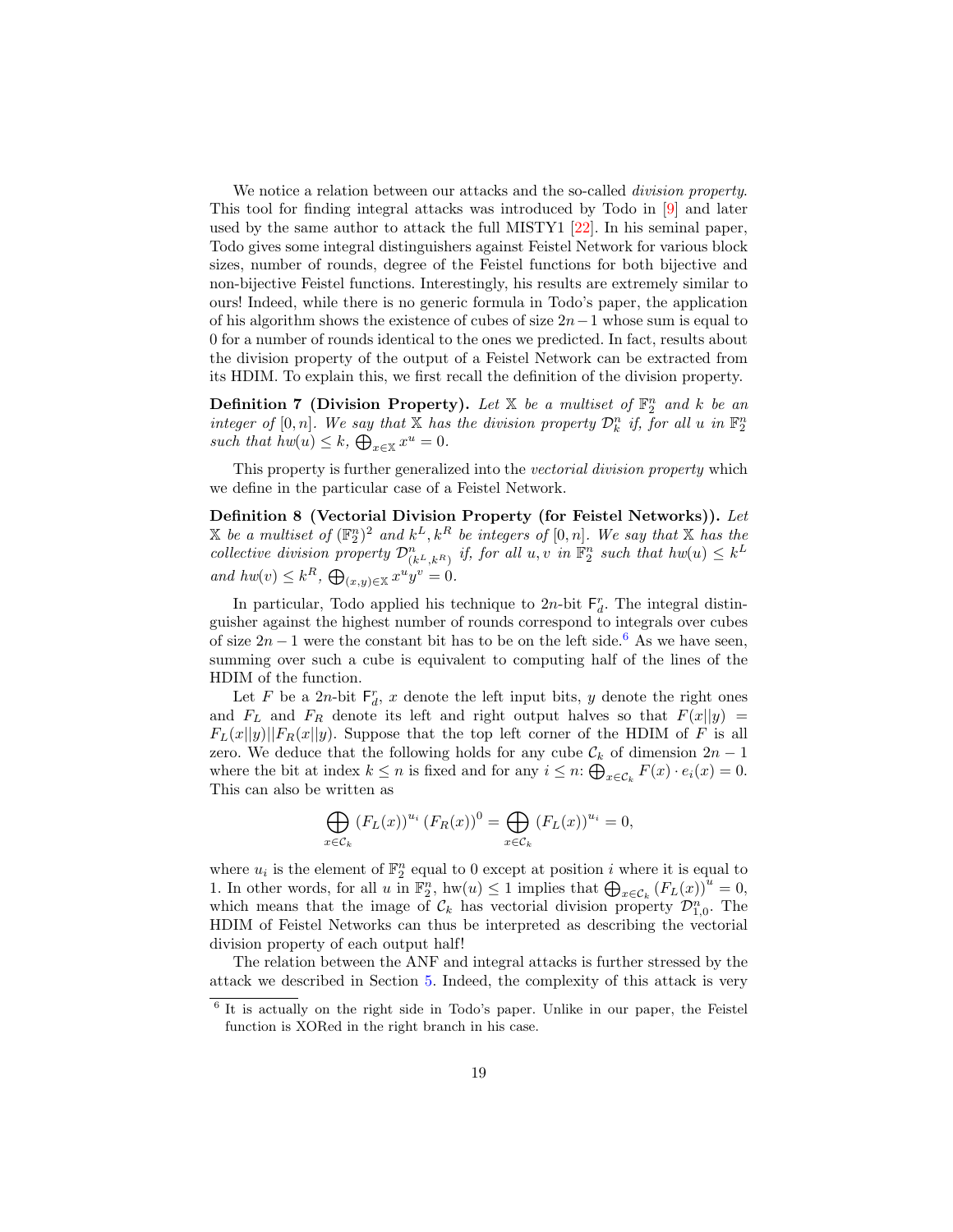We notice a relation between our attacks and the so-called *division property*. This tool for finding integral attacks was introduced by Todo in [9] and later used by the same author to attack the full MISTY1 [22]. In his seminal paper, Todo gives some integral distinguishers against Feistel Network for various block sizes, number of rounds, degree of the Feistel functions for both bijective and non-bijective Feistel functions. Interestingly, his results are extremely similar to ours! Indeed, while there is no generic formula in Todo's paper, the application of his algorithm shows the existence of cubes of size $2n-1$ whose sum is equal to 0 for a number of rounds identical to the ones we predicted. In fact, results about the division property of the output of a Feistel Network can be extracted from its HDIM. To explain this, we first recall the definition of the division property.

**Definition 7 (Division Property).** *Let $\mathbb{X}$ be a multiset of $\mathbb{F}_2^n$ and $k$ be an integer of $[0, n]$. We say that $\mathbb{X}$ has the division property $\mathcal{D}_k^n$ if, for all $u$ in $\mathbb{F}_2^n$ such that $hw(u) \leq k$, $\bigoplus_{x \in \mathbb{X}} x^u = 0$.*

This property is further generalized into the *vectorial division property* which we define in the particular case of a Feistel Network.

**Definition 8 (Vectorial Division Property (for Feistel Networks)).** *Let $\mathbb{X}$ be a multiset of $(\mathbb{F}_2^n)^2$ and $k^L, k^R$ be integers of $[0, n]$. We say that $\mathbb{X}$ has the collective division property $\mathcal{D}_{(k^L, k^R)}^n$ if, for all $u, v$ in $\mathbb{F}_2^n$ such that $hw(u) \leq k^L$ and $hw(v) \leq k^R$, $\bigoplus_{(x,y) \in \mathbb{X}} x^u y^v = 0$.*

In particular, Todo applied his technique to $2n$-bit $\mathsf{F}_d^r$. The integral distinguisher against the highest number of rounds correspond to integrals over cubes of size $2n-1$ were the constant bit has to be on the left side.[6] As we have seen, summing over such a cube is equivalent to computing half of the lines of the HDIM of the function.

Let $F$ be a $2n$-bit $\mathsf{F}_d^r$, $x$ denote the left input bits, $y$ denote the right ones and $F_L$ and $F_R$ denote its left and right output halves so that $F(x||y) = F_L(x||y)||F_R(x||y)$. Suppose that the top left corner of the HDIM of $F$ is all zero. We deduce that the following holds for any cube $\mathcal{C}_k$ of dimension $2n-1$ where the bit at index $k \leq n$ is fixed and for any $i \leq n$: $\bigoplus_{x \in \mathcal{C}_k} F(x) \cdot e_i(x) = 0$. This can also be written as

$$\bigoplus_{x \in \mathcal{C}_k} \left(F_L(x)\right)^{u_i} \left(F_R(x)\right)^0 = \bigoplus_{x \in \mathcal{C}_k} \left(F_L(x)\right)^{u_i} = 0,$$

where $u_i$ is the element of $\mathbb{F}_2^n$ equal to 0 except at position $i$ where it is equal to 1. In other words, for all $u$ in $\mathbb{F}_2^n$, $\text{hw}(u) \leq 1$ implies that $\bigoplus_{x \in \mathcal{C}_k} \left(F_L(x)\right)^u = 0$, which means that the image of $\mathcal{C}_k$ has vectorial division property $\mathcal{D}_{1,0}^n$. The HDIM of Feistel Networks can thus be interpreted as describing the vectorial division property of each output half!

The relation between the ANF and integral attacks is further stressed by the attack we described in Section 5. Indeed, the complexity of this attack is very

[6] It is actually on the right side in Todo's paper. Unlike in our paper, the Feistel function is XORed in the right branch in his case.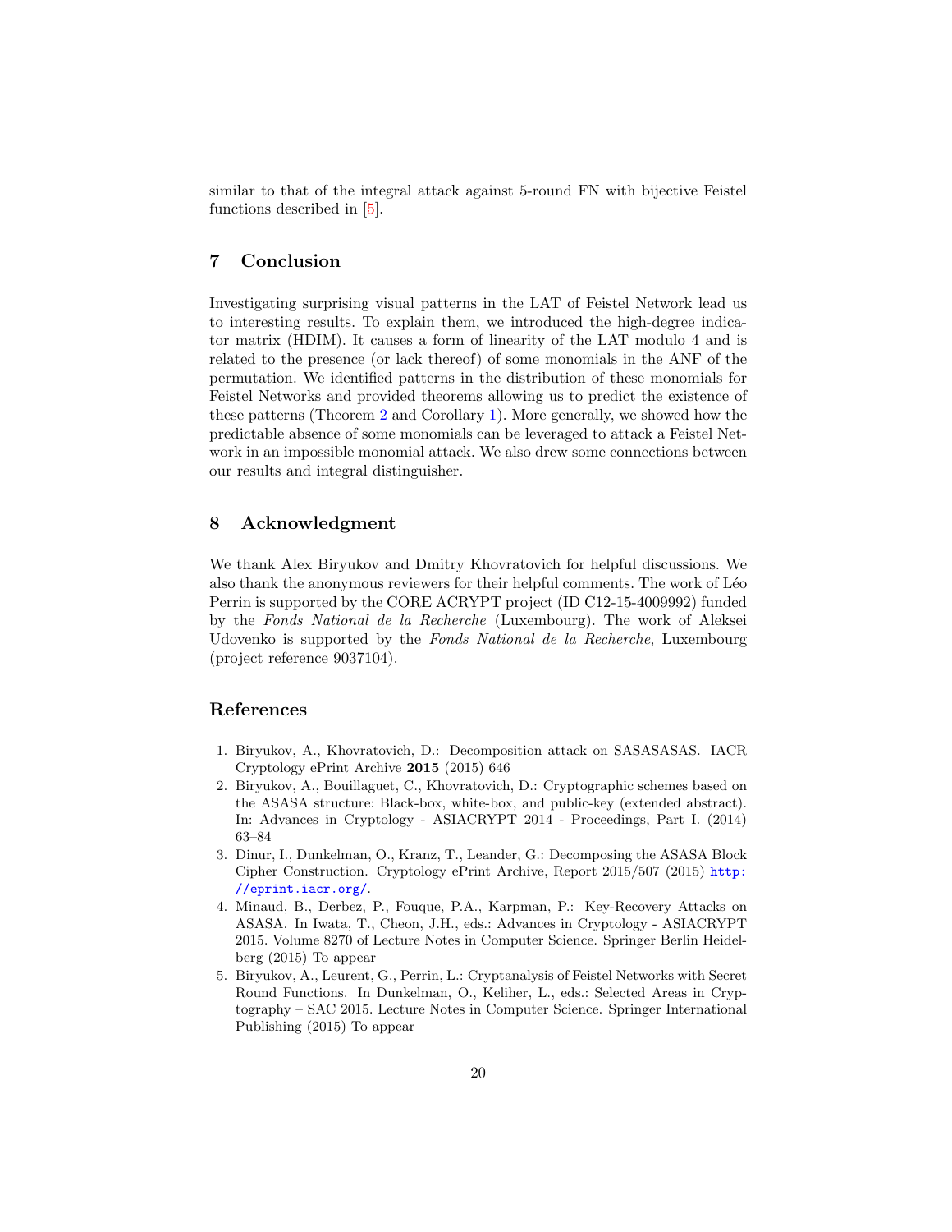similar to that of the integral attack against 5-round FN with bijective Feistel functions described in [5].

## 7 Conclusion

Investigating surprising visual patterns in the LAT of Feistel Network lead us to interesting results. To explain them, we introduced the high-degree indicator matrix (HDIM). It causes a form of linearity of the LAT modulo 4 and is related to the presence (or lack thereof) of some monomials in the ANF of the permutation. We identified patterns in the distribution of these monomials for Feistel Networks and provided theorems allowing us to predict the existence of these patterns (Theorem 2 and Corollary 1). More generally, we showed how the predictable absence of some monomials can be leveraged to attack a Feistel Network in an impossible monomial attack. We also drew some connections between our results and integral distinguisher.

## 8 Acknowledgment

We thank Alex Biryukov and Dmitry Khovratovich for helpful discussions. We also thank the anonymous reviewers for their helpful comments. The work of Léo Perrin is supported by the CORE ACRYPT project (ID C12-15-4009992) funded by the *Fonds National de la Recherche* (Luxembourg). The work of Aleksei Udovenko is supported by the *Fonds National de la Recherche*, Luxembourg (project reference 9037104).

## References

1. Biryukov, A., Khovratovich, D.: Decomposition attack on SASASASAS. IACR Cryptology ePrint Archive **2015** (2015) 646
2. Biryukov, A., Bouillaguet, C., Khovratovich, D.: Cryptographic schemes based on the ASASA structure: Black-box, white-box, and public-key (extended abstract). In: Advances in Cryptology - ASIACRYPT 2014 - Proceedings, Part I. (2014) 63–84
3. Dinur, I., Dunkelman, O., Kranz, T., Leander, G.: Decomposing the ASASA Block Cipher Construction. Cryptology ePrint Archive, Report 2015/507 (2015) http://eprint.iacr.org/.
4. Minaud, B., Derbez, P., Fouque, P.A., Karpman, P.: Key-Recovery Attacks on ASASA. In Iwata, T., Cheon, J.H., eds.: Advances in Cryptology - ASIACRYPT 2015. Volume 8270 of Lecture Notes in Computer Science. Springer Berlin Heidelberg (2015) To appear
5. Biryukov, A., Leurent, G., Perrin, L.: Cryptanalysis of Feistel Networks with Secret Round Functions. In Dunkelman, O., Keliher, L., eds.: Selected Areas in Cryptography – SAC 2015. Lecture Notes in Computer Science. Springer International Publishing (2015) To appear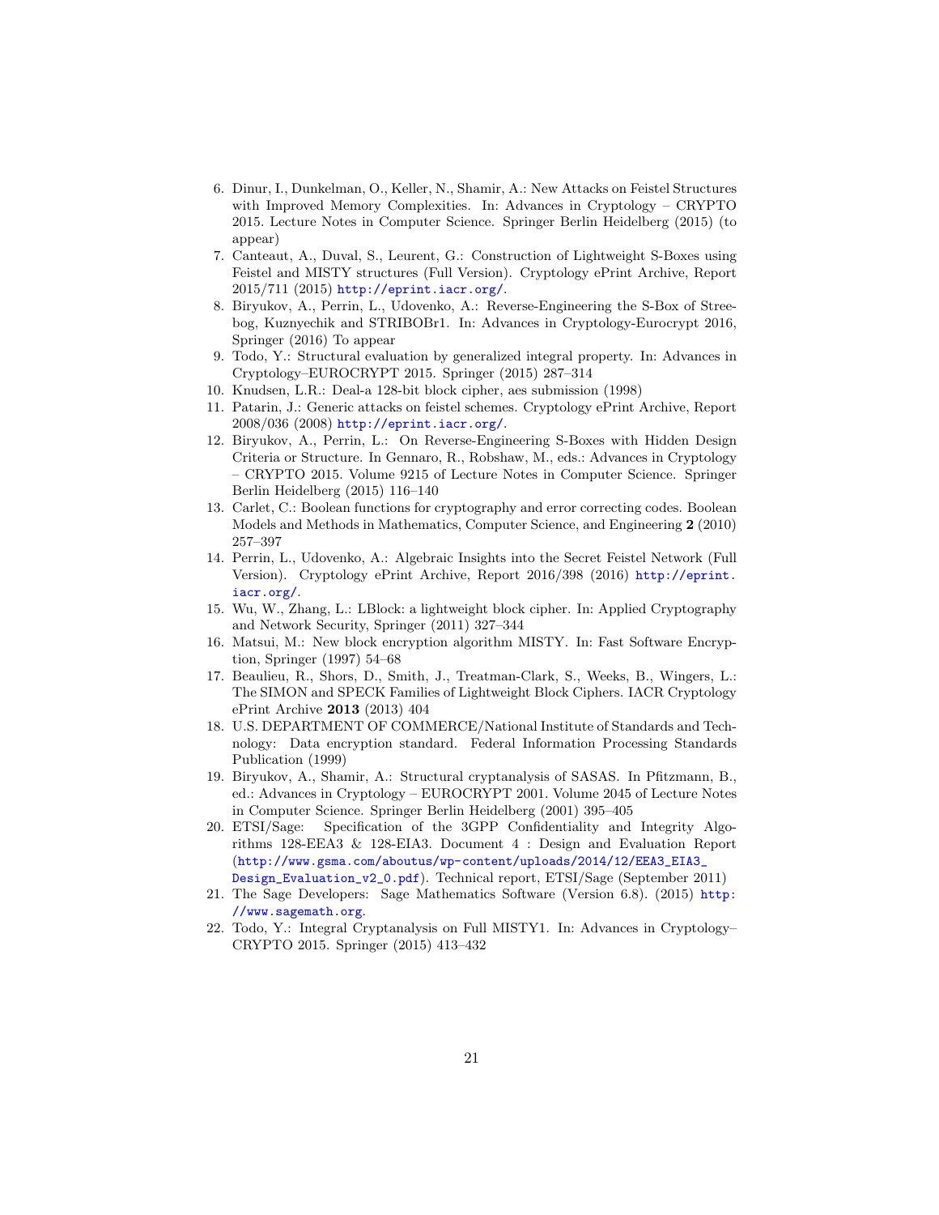6. Dinur, I., Dunkelman, O., Keller, N., Shamir, A.: New Attacks on Feistel Structures with Improved Memory Complexities. In: Advances in Cryptology – CRYPTO 2015. Lecture Notes in Computer Science. Springer Berlin Heidelberg (2015) (to appear)
7. Canteaut, A., Duval, S., Leurent, G.: Construction of Lightweight S-Boxes using Feistel and MISTY structures (Full Version). Cryptology ePrint Archive, Report 2015/711 (2015) http://eprint.iacr.org/.
8. Biryukov, A., Perrin, L., Udovenko, A.: Reverse-Engineering the S-Box of Streebog, Kuznyechik and STRIBOBr1. In: Advances in Cryptology-Eurocrypt 2016, Springer (2016) To appear
9. Todo, Y.: Structural evaluation by generalized integral property. In: Advances in Cryptology–EUROCRYPT 2015. Springer (2015) 287–314
10. Knudsen, L.R.: Deal-a 128-bit block cipher, aes submission (1998)
11. Patarin, J.: Generic attacks on feistel schemes. Cryptology ePrint Archive, Report 2008/036 (2008) http://eprint.iacr.org/.
12. Biryukov, A., Perrin, L.: On Reverse-Engineering S-Boxes with Hidden Design Criteria or Structure. In Gennaro, R., Robshaw, M., eds.: Advances in Cryptology – CRYPTO 2015. Volume 9215 of Lecture Notes in Computer Science. Springer Berlin Heidelberg (2015) 116–140
13. Carlet, C.: Boolean functions for cryptography and error correcting codes. Boolean Models and Methods in Mathematics, Computer Science, and Engineering **2** (2010) 257–397
14. Perrin, L., Udovenko, A.: Algebraic Insights into the Secret Feistel Network (Full Version). Cryptology ePrint Archive, Report 2016/398 (2016) http://eprint.iacr.org/.
15. Wu, W., Zhang, L.: LBlock: a lightweight block cipher. In: Applied Cryptography and Network Security, Springer (2011) 327–344
16. Matsui, M.: New block encryption algorithm MISTY. In: Fast Software Encryption, Springer (1997) 54–68
17. Beaulieu, R., Shors, D., Smith, J., Treatman-Clark, S., Weeks, B., Wingers, L.: The SIMON and SPECK Families of Lightweight Block Ciphers. IACR Cryptology ePrint Archive **2013** (2013) 404
18. U.S. DEPARTMENT OF COMMERCE/National Institute of Standards and Technology: Data encryption standard. Federal Information Processing Standards Publication (1999)
19. Biryukov, A., Shamir, A.: Structural cryptanalysis of SASAS. In Pfitzmann, B., ed.: Advances in Cryptology – EUROCRYPT 2001. Volume 2045 of Lecture Notes in Computer Science. Springer Berlin Heidelberg (2001) 395–405
20. ETSI/Sage: Specification of the 3GPP Confidentiality and Integrity Algorithms 128-EEA3 & 128-EIA3. Document 4 : Design and Evaluation Report (http://www.gsma.com/aboutus/wp-content/uploads/2014/12/EEA3_EIA3_Design_Evaluation_v2_0.pdf). Technical report, ETSI/Sage (September 2011)
21. The Sage Developers: Sage Mathematics Software (Version 6.8). (2015) http://www.sagemath.org.
22. Todo, Y.: Integral Cryptanalysis on Full MISTY1. In: Advances in Cryptology–CRYPTO 2015. Springer (2015) 413–432